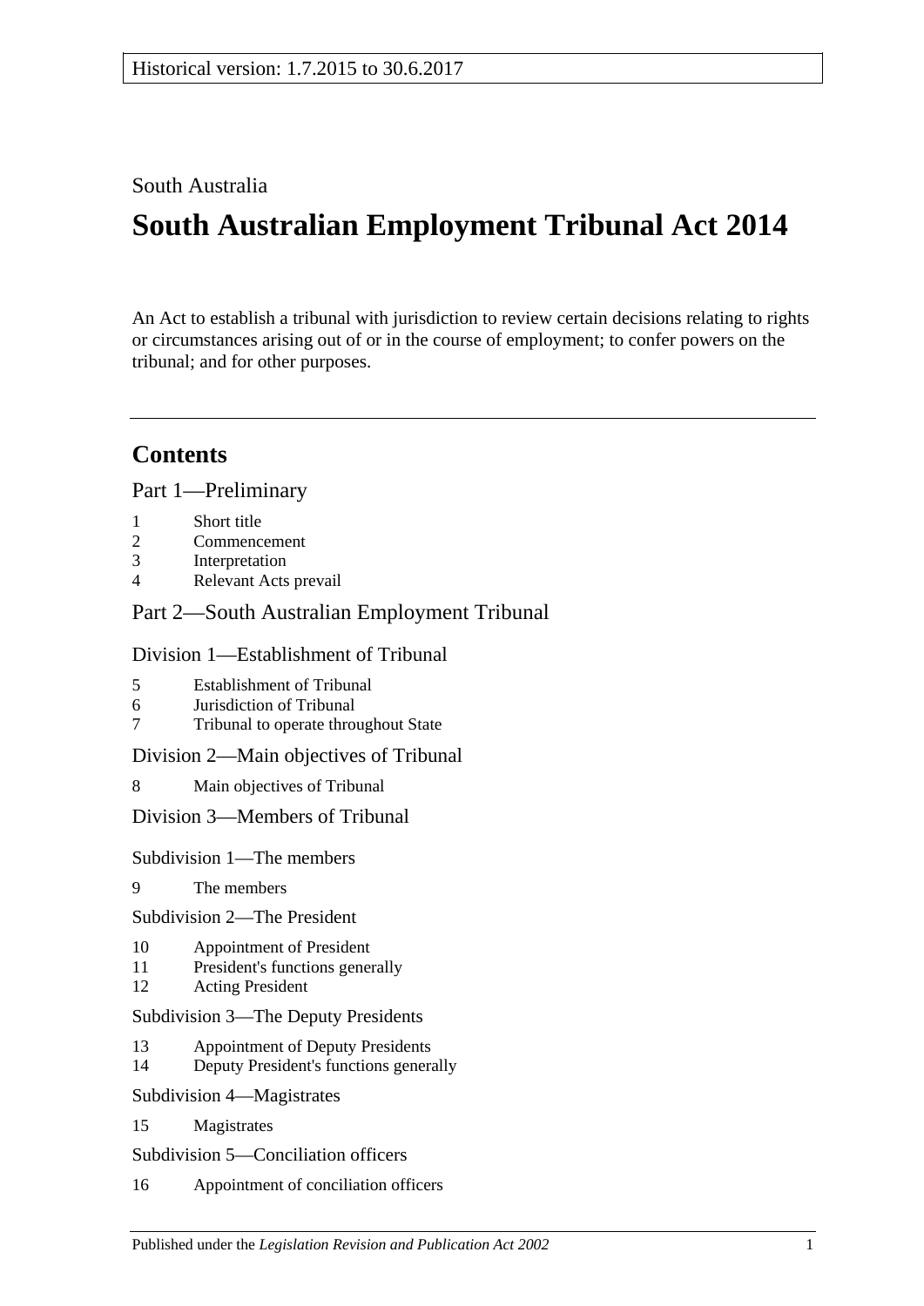Historical version: 1.7.2015 to 30.6.2017

South Australia

# South Australian Employment Tribunal Act 2014

An Act to establish a tribunal with jurisdiction to review certain decisions relating to rights or circumstances arising out of or in the course of employment; to confer powers on the tribunal; and for other purposes.

## Contents

Part 1—Preliminary

1 Short title
2 Commencement
3 Interpretation
4 Relevant Acts prevail

Part 2—South Australian Employment Tribunal

Division 1—Establishment of Tribunal

5 Establishment of Tribunal
6 Jurisdiction of Tribunal
7 Tribunal to operate throughout State

Division 2—Main objectives of Tribunal

8 Main objectives of Tribunal

Division 3—Members of Tribunal

Subdivision 1—The members

9 The members

Subdivision 2—The President

10 Appointment of President
11 President's functions generally
12 Acting President

Subdivision 3—The Deputy Presidents

13 Appointment of Deputy Presidents
14 Deputy President's functions generally

Subdivision 4—Magistrates

15 Magistrates

Subdivision 5—Conciliation officers

16 Appointment of conciliation officers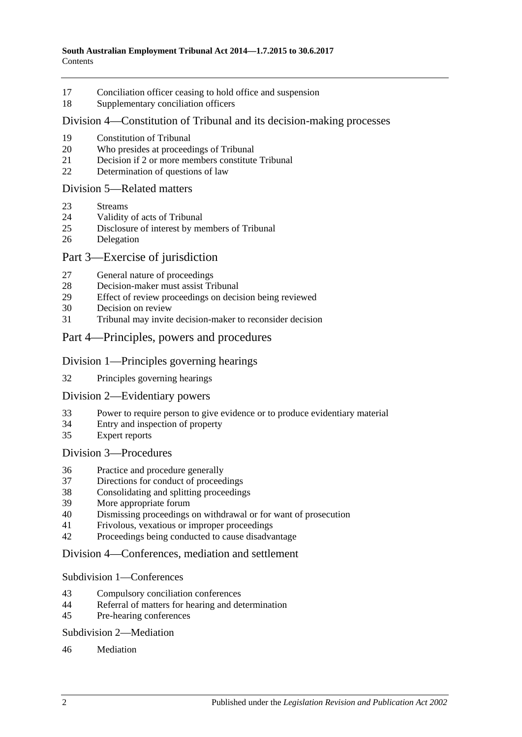17 Conciliation officer ceasing to hold office and suspension
18 Supplementary conciliation officers

## Division 4—Constitution of Tribunal and its decision-making processes

19 Constitution of Tribunal
20 Who presides at proceedings of Tribunal
21 Decision if 2 or more members constitute Tribunal
22 Determination of questions of law

## Division 5—Related matters

23 Streams
24 Validity of acts of Tribunal
25 Disclosure of interest by members of Tribunal
26 Delegation

# Part 3—Exercise of jurisdiction

27 General nature of proceedings
28 Decision-maker must assist Tribunal
29 Effect of review proceedings on decision being reviewed
30 Decision on review
31 Tribunal may invite decision-maker to reconsider decision

# Part 4—Principles, powers and procedures

## Division 1—Principles governing hearings

32 Principles governing hearings

## Division 2—Evidentiary powers

33 Power to require person to give evidence or to produce evidentiary material
34 Entry and inspection of property
35 Expert reports

## Division 3—Procedures

36 Practice and procedure generally
37 Directions for conduct of proceedings
38 Consolidating and splitting proceedings
39 More appropriate forum
40 Dismissing proceedings on withdrawal or for want of prosecution
41 Frivolous, vexatious or improper proceedings
42 Proceedings being conducted to cause disadvantage

## Division 4—Conferences, mediation and settlement

### Subdivision 1—Conferences

43 Compulsory conciliation conferences
44 Referral of matters for hearing and determination
45 Pre-hearing conferences

### Subdivision 2—Mediation

46 Mediation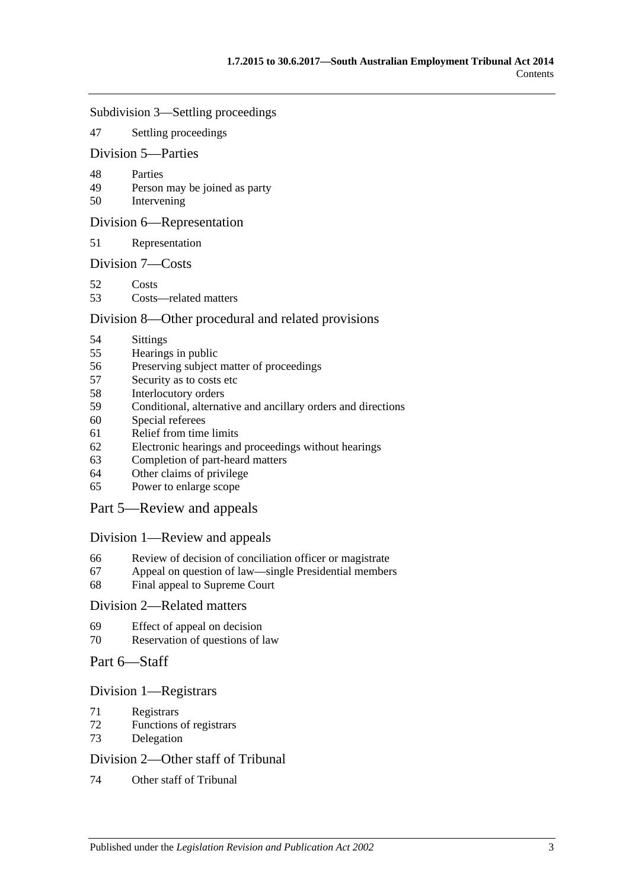Subdivision 3—Settling proceedings

47 Settling proceedings

Division 5—Parties

48 Parties
49 Person may be joined as party
50 Intervening

Division 6—Representation

51 Representation

Division 7—Costs

52 Costs
53 Costs—related matters

Division 8—Other procedural and related provisions

54 Sittings
55 Hearings in public
56 Preserving subject matter of proceedings
57 Security as to costs etc
58 Interlocutory orders
59 Conditional, alternative and ancillary orders and directions
60 Special referees
61 Relief from time limits
62 Electronic hearings and proceedings without hearings
63 Completion of part-heard matters
64 Other claims of privilege
65 Power to enlarge scope

Part 5—Review and appeals

Division 1—Review and appeals

66 Review of decision of conciliation officer or magistrate
67 Appeal on question of law—single Presidential members
68 Final appeal to Supreme Court

Division 2—Related matters

69 Effect of appeal on decision
70 Reservation of questions of law

Part 6—Staff

Division 1—Registrars

71 Registrars
72 Functions of registrars
73 Delegation

Division 2—Other staff of Tribunal

74 Other staff of Tribunal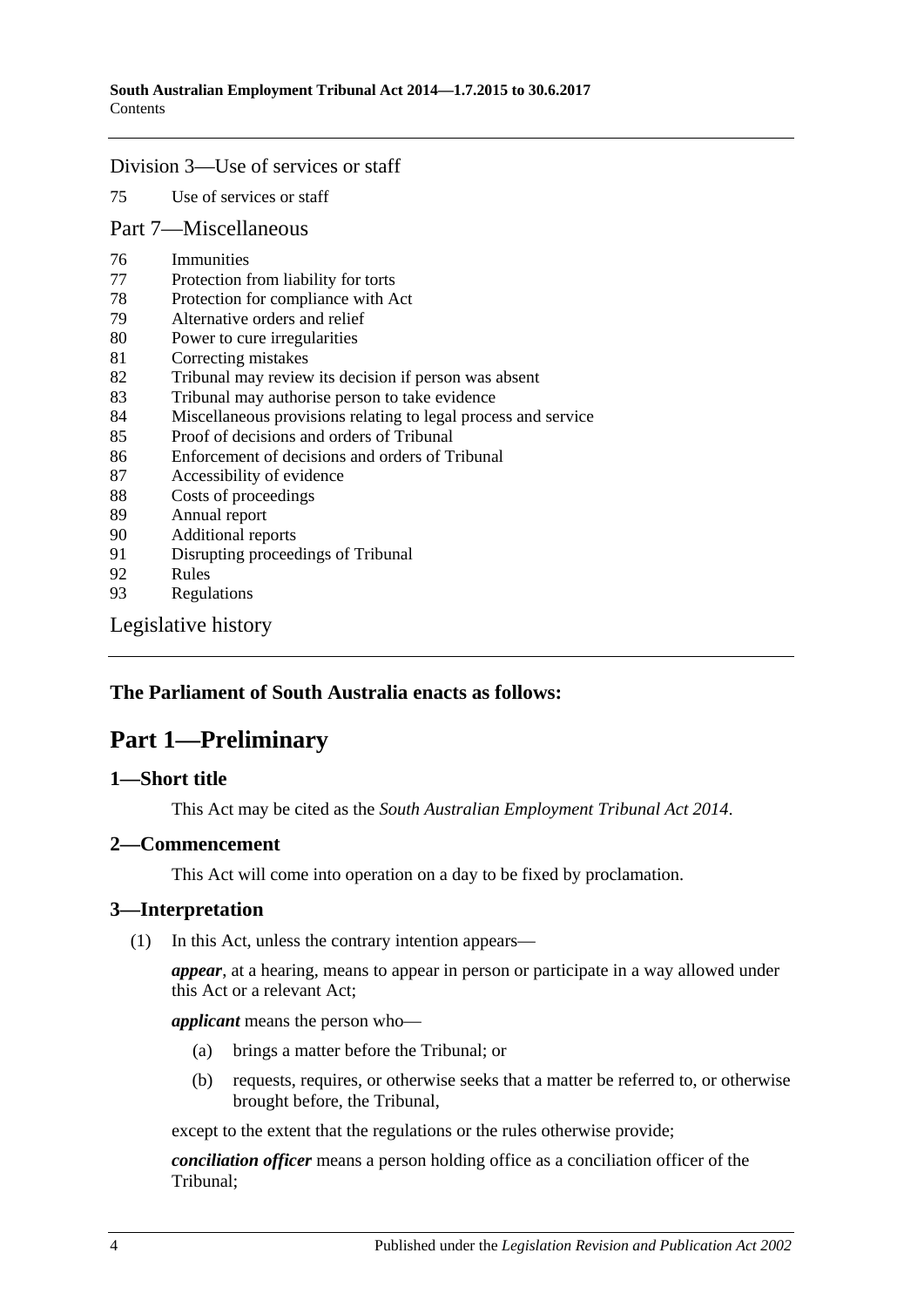Division 3—Use of services or staff

75 Use of services or staff

Part 7—Miscellaneous

76 Immunities
77 Protection from liability for torts
78 Protection for compliance with Act
79 Alternative orders and relief
80 Power to cure irregularities
81 Correcting mistakes
82 Tribunal may review its decision if person was absent
83 Tribunal may authorise person to take evidence
84 Miscellaneous provisions relating to legal process and service
85 Proof of decisions and orders of Tribunal
86 Enforcement of decisions and orders of Tribunal
87 Accessibility of evidence
88 Costs of proceedings
89 Annual report
90 Additional reports
91 Disrupting proceedings of Tribunal
92 Rules
93 Regulations

Legislative history

**The Parliament of South Australia enacts as follows:**

# Part 1—Preliminary

## 1—Short title

This Act may be cited as the *South Australian Employment Tribunal Act 2014*.

## 2—Commencement

This Act will come into operation on a day to be fixed by proclamation.

## 3—Interpretation

(1) In this Act, unless the contrary intention appears—

***appear***, at a hearing, means to appear in person or participate in a way allowed under this Act or a relevant Act;

***applicant*** means the person who—

(a) brings a matter before the Tribunal; or

(b) requests, requires, or otherwise seeks that a matter be referred to, or otherwise brought before, the Tribunal,

except to the extent that the regulations or the rules otherwise provide;

***conciliation officer*** means a person holding office as a conciliation officer of the Tribunal;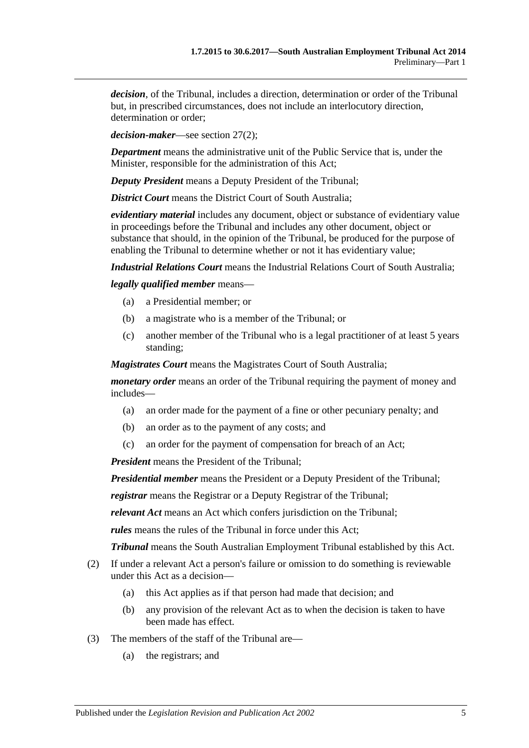***decision***, of the Tribunal, includes a direction, determination or order of the Tribunal but, in prescribed circumstances, does not include an interlocutory direction, determination or order;

***decision-maker***—see section 27(2);

***Department*** means the administrative unit of the Public Service that is, under the Minister, responsible for the administration of this Act;

***Deputy President*** means a Deputy President of the Tribunal;

***District Court*** means the District Court of South Australia;

***evidentiary material*** includes any document, object or substance of evidentiary value in proceedings before the Tribunal and includes any other document, object or substance that should, in the opinion of the Tribunal, be produced for the purpose of enabling the Tribunal to determine whether or not it has evidentiary value;

***Industrial Relations Court*** means the Industrial Relations Court of South Australia;

***legally qualified member*** means—

- (a) a Presidential member; or
- (b) a magistrate who is a member of the Tribunal; or
- (c) another member of the Tribunal who is a legal practitioner of at least 5 years standing;

***Magistrates Court*** means the Magistrates Court of South Australia;

***monetary order*** means an order of the Tribunal requiring the payment of money and includes—

- (a) an order made for the payment of a fine or other pecuniary penalty; and
- (b) an order as to the payment of any costs; and
- (c) an order for the payment of compensation for breach of an Act;

***President*** means the President of the Tribunal;

***Presidential member*** means the President or a Deputy President of the Tribunal;

***registrar*** means the Registrar or a Deputy Registrar of the Tribunal;

***relevant Act*** means an Act which confers jurisdiction on the Tribunal;

***rules*** means the rules of the Tribunal in force under this Act;

***Tribunal*** means the South Australian Employment Tribunal established by this Act.

(2) If under a relevant Act a person's failure or omission to do something is reviewable under this Act as a decision—

- (a) this Act applies as if that person had made that decision; and
- (b) any provision of the relevant Act as to when the decision is taken to have been made has effect.

(3) The members of the staff of the Tribunal are—

- (a) the registrars; and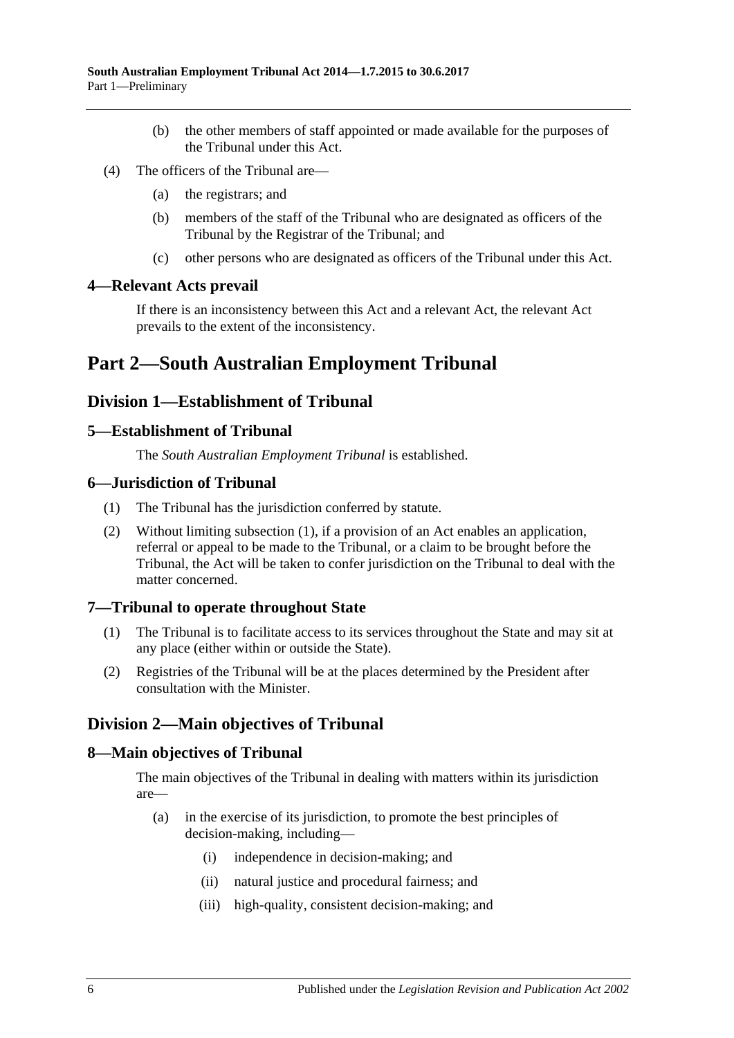(b) the other members of staff appointed or made available for the purposes of the Tribunal under this Act.

(4) The officers of the Tribunal are—

(a) the registrars; and

(b) members of the staff of the Tribunal who are designated as officers of the Tribunal by the Registrar of the Tribunal; and

(c) other persons who are designated as officers of the Tribunal under this Act.

### 4—Relevant Acts prevail

If there is an inconsistency between this Act and a relevant Act, the relevant Act prevails to the extent of the inconsistency.

# Part 2—South Australian Employment Tribunal

## Division 1—Establishment of Tribunal

### 5—Establishment of Tribunal

The *South Australian Employment Tribunal* is established.

### 6—Jurisdiction of Tribunal

(1) The Tribunal has the jurisdiction conferred by statute.

(2) Without limiting subsection (1), if a provision of an Act enables an application, referral or appeal to be made to the Tribunal, or a claim to be brought before the Tribunal, the Act will be taken to confer jurisdiction on the Tribunal to deal with the matter concerned.

### 7—Tribunal to operate throughout State

(1) The Tribunal is to facilitate access to its services throughout the State and may sit at any place (either within or outside the State).

(2) Registries of the Tribunal will be at the places determined by the President after consultation with the Minister.

## Division 2—Main objectives of Tribunal

### 8—Main objectives of Tribunal

The main objectives of the Tribunal in dealing with matters within its jurisdiction are—

(a) in the exercise of its jurisdiction, to promote the best principles of decision-making, including—

(i) independence in decision-making; and

(ii) natural justice and procedural fairness; and

(iii) high-quality, consistent decision-making; and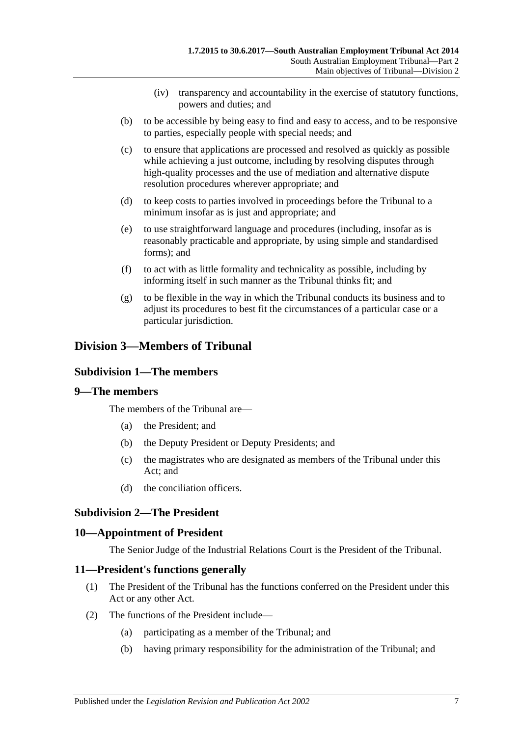(iv) transparency and accountability in the exercise of statutory functions, powers and duties; and

(b) to be accessible by being easy to find and easy to access, and to be responsive to parties, especially people with special needs; and

(c) to ensure that applications are processed and resolved as quickly as possible while achieving a just outcome, including by resolving disputes through high-quality processes and the use of mediation and alternative dispute resolution procedures wherever appropriate; and

(d) to keep costs to parties involved in proceedings before the Tribunal to a minimum insofar as is just and appropriate; and

(e) to use straightforward language and procedures (including, insofar as is reasonably practicable and appropriate, by using simple and standardised forms); and

(f) to act with as little formality and technicality as possible, including by informing itself in such manner as the Tribunal thinks fit; and

(g) to be flexible in the way in which the Tribunal conducts its business and to adjust its procedures to best fit the circumstances of a particular case or a particular jurisdiction.

## Division 3—Members of Tribunal

### Subdivision 1—The members

### 9—The members

The members of the Tribunal are—

(a) the President; and

(b) the Deputy President or Deputy Presidents; and

(c) the magistrates who are designated as members of the Tribunal under this Act; and

(d) the conciliation officers.

### Subdivision 2—The President

### 10—Appointment of President

The Senior Judge of the Industrial Relations Court is the President of the Tribunal.

### 11—President's functions generally

(1) The President of the Tribunal has the functions conferred on the President under this Act or any other Act.

(2) The functions of the President include—

(a) participating as a member of the Tribunal; and

(b) having primary responsibility for the administration of the Tribunal; and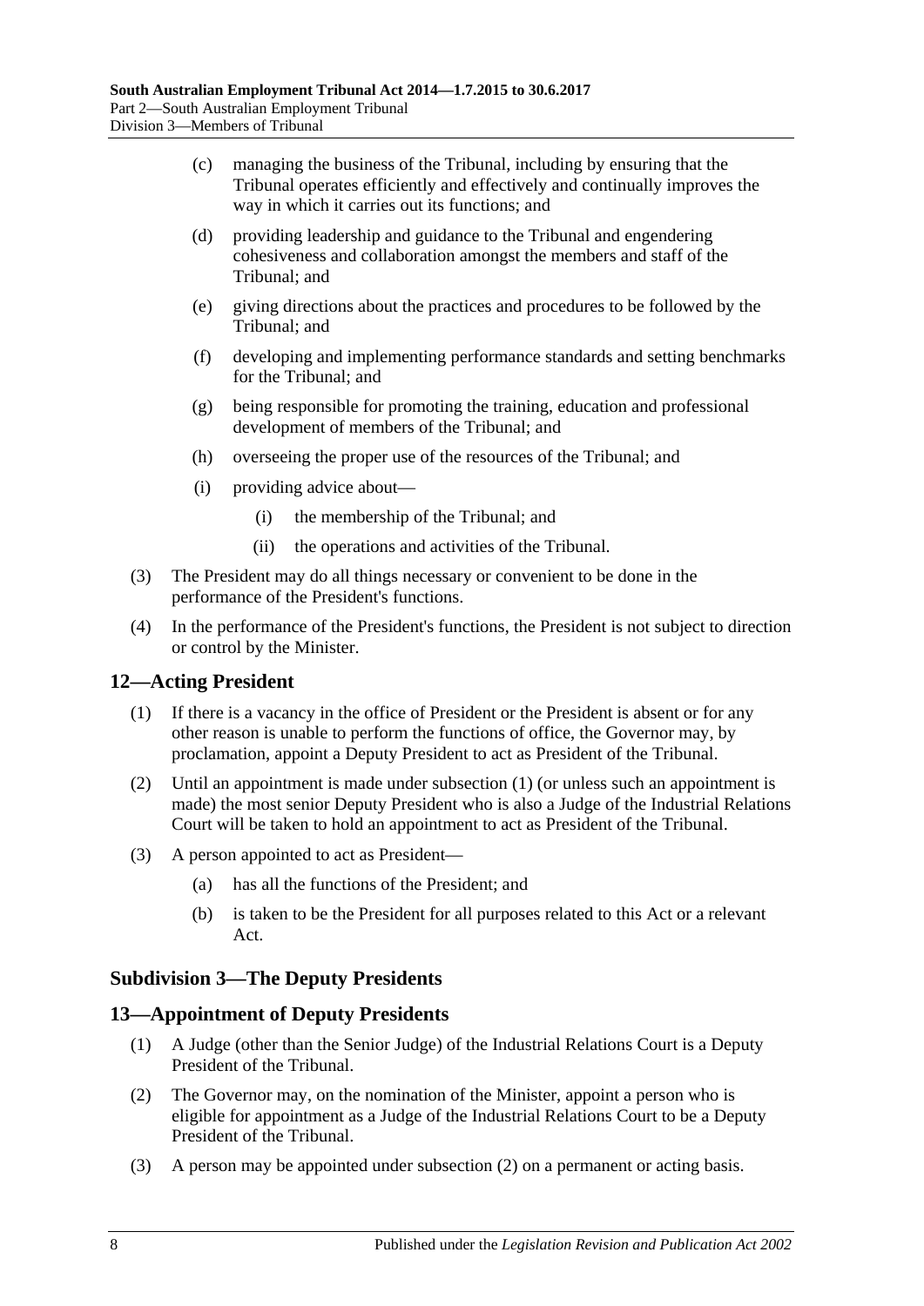(c) managing the business of the Tribunal, including by ensuring that the Tribunal operates efficiently and effectively and continually improves the way in which it carries out its functions; and

(d) providing leadership and guidance to the Tribunal and engendering cohesiveness and collaboration amongst the members and staff of the Tribunal; and

(e) giving directions about the practices and procedures to be followed by the Tribunal; and

(f) developing and implementing performance standards and setting benchmarks for the Tribunal; and

(g) being responsible for promoting the training, education and professional development of members of the Tribunal; and

(h) overseeing the proper use of the resources of the Tribunal; and

(i) providing advice about—

(i) the membership of the Tribunal; and

(ii) the operations and activities of the Tribunal.

(3) The President may do all things necessary or convenient to be done in the performance of the President's functions.

(4) In the performance of the President's functions, the President is not subject to direction or control by the Minister.

## 12—Acting President

(1) If there is a vacancy in the office of President or the President is absent or for any other reason is unable to perform the functions of office, the Governor may, by proclamation, appoint a Deputy President to act as President of the Tribunal.

(2) Until an appointment is made under subsection (1) (or unless such an appointment is made) the most senior Deputy President who is also a Judge of the Industrial Relations Court will be taken to hold an appointment to act as President of the Tribunal.

(3) A person appointed to act as President—

(a) has all the functions of the President; and

(b) is taken to be the President for all purposes related to this Act or a relevant Act.

### Subdivision 3—The Deputy Presidents

## 13—Appointment of Deputy Presidents

(1) A Judge (other than the Senior Judge) of the Industrial Relations Court is a Deputy President of the Tribunal.

(2) The Governor may, on the nomination of the Minister, appoint a person who is eligible for appointment as a Judge of the Industrial Relations Court to be a Deputy President of the Tribunal.

(3) A person may be appointed under subsection (2) on a permanent or acting basis.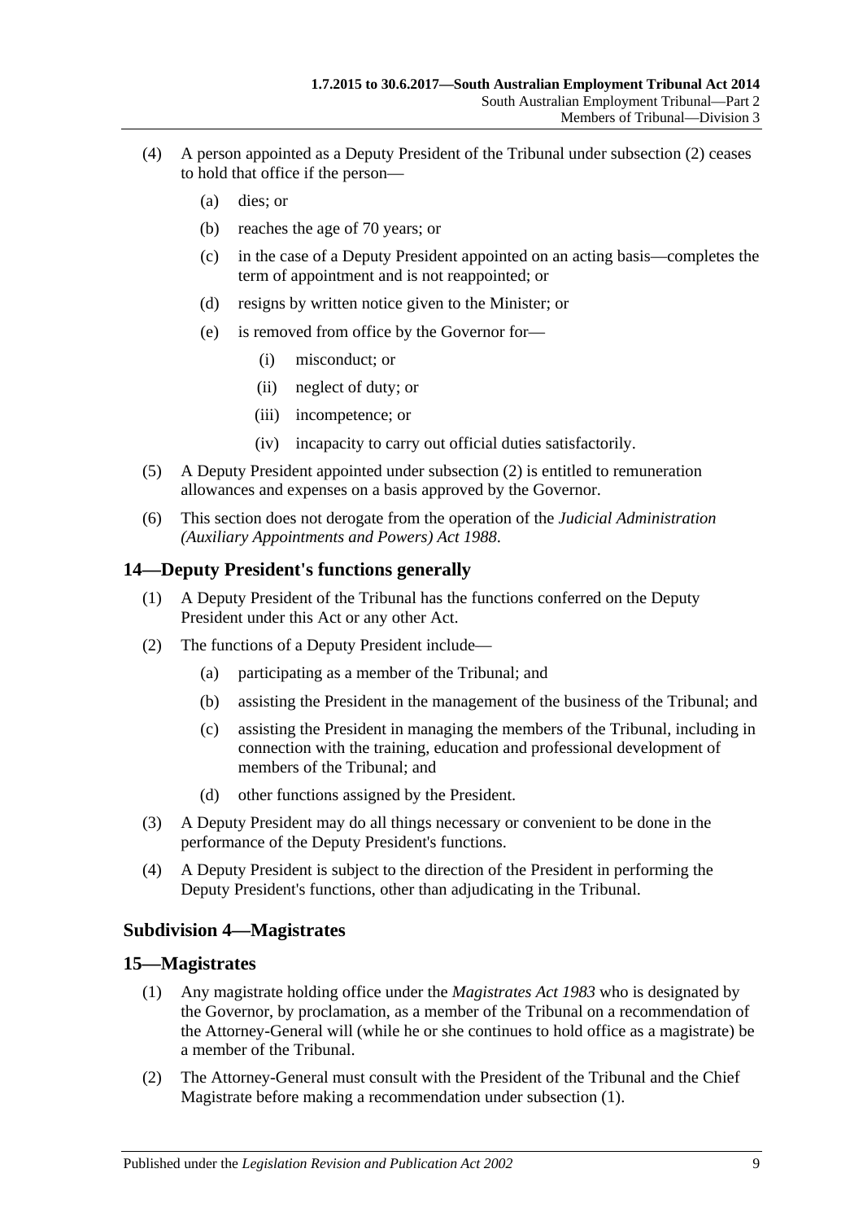(4) A person appointed as a Deputy President of the Tribunal under subsection (2) ceases to hold that office if the person—

  (a) dies; or

  (b) reaches the age of 70 years; or

  (c) in the case of a Deputy President appointed on an acting basis—completes the term of appointment and is not reappointed; or

  (d) resigns by written notice given to the Minister; or

  (e) is removed from office by the Governor for—

    (i) misconduct; or

    (ii) neglect of duty; or

    (iii) incompetence; or

    (iv) incapacity to carry out official duties satisfactorily.

(5) A Deputy President appointed under subsection (2) is entitled to remuneration allowances and expenses on a basis approved by the Governor.

(6) This section does not derogate from the operation of the *Judicial Administration (Auxiliary Appointments and Powers) Act 1988*.

## 14—Deputy President's functions generally

(1) A Deputy President of the Tribunal has the functions conferred on the Deputy President under this Act or any other Act.

(2) The functions of a Deputy President include—

  (a) participating as a member of the Tribunal; and

  (b) assisting the President in the management of the business of the Tribunal; and

  (c) assisting the President in managing the members of the Tribunal, including in connection with the training, education and professional development of members of the Tribunal; and

  (d) other functions assigned by the President.

(3) A Deputy President may do all things necessary or convenient to be done in the performance of the Deputy President's functions.

(4) A Deputy President is subject to the direction of the President in performing the Deputy President's functions, other than adjudicating in the Tribunal.

### Subdivision 4—Magistrates

## 15—Magistrates

(1) Any magistrate holding office under the *Magistrates Act 1983* who is designated by the Governor, by proclamation, as a member of the Tribunal on a recommendation of the Attorney-General will (while he or she continues to hold office as a magistrate) be a member of the Tribunal.

(2) The Attorney-General must consult with the President of the Tribunal and the Chief Magistrate before making a recommendation under subsection (1).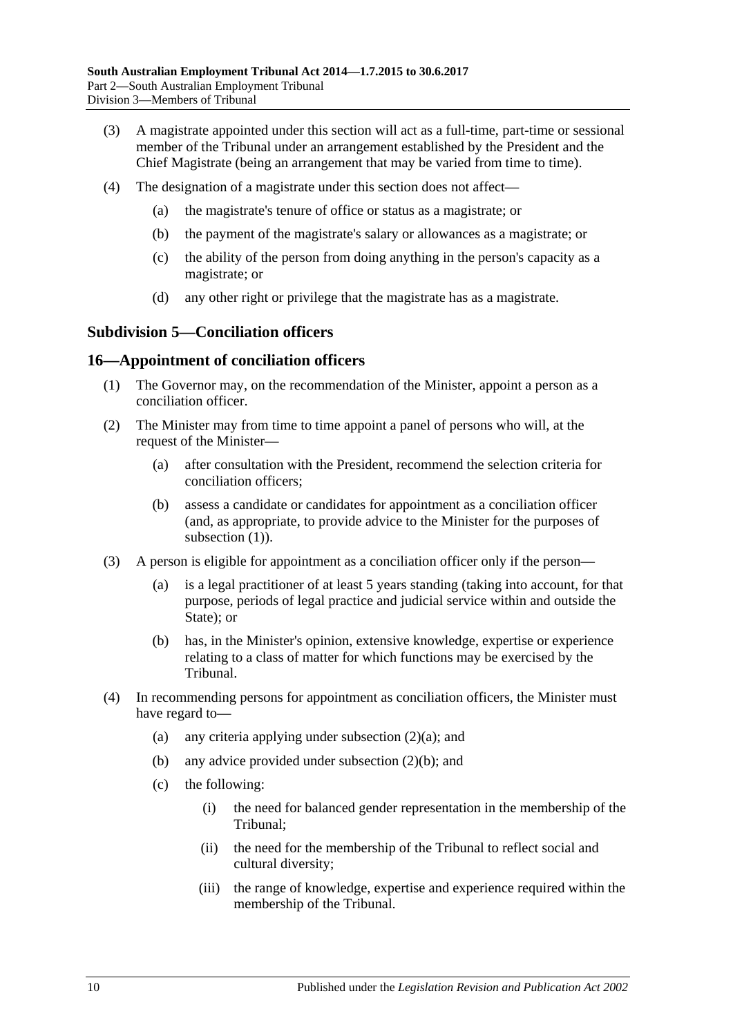(3) A magistrate appointed under this section will act as a full-time, part-time or sessional member of the Tribunal under an arrangement established by the President and the Chief Magistrate (being an arrangement that may be varied from time to time).

(4) The designation of a magistrate under this section does not affect—

(a) the magistrate's tenure of office or status as a magistrate; or

(b) the payment of the magistrate's salary or allowances as a magistrate; or

(c) the ability of the person from doing anything in the person's capacity as a magistrate; or

(d) any other right or privilege that the magistrate has as a magistrate.

### Subdivision 5—Conciliation officers

## 16—Appointment of conciliation officers

(1) The Governor may, on the recommendation of the Minister, appoint a person as a conciliation officer.

(2) The Minister may from time to time appoint a panel of persons who will, at the request of the Minister—

(a) after consultation with the President, recommend the selection criteria for conciliation officers;

(b) assess a candidate or candidates for appointment as a conciliation officer (and, as appropriate, to provide advice to the Minister for the purposes of subsection (1)).

(3) A person is eligible for appointment as a conciliation officer only if the person—

(a) is a legal practitioner of at least 5 years standing (taking into account, for that purpose, periods of legal practice and judicial service within and outside the State); or

(b) has, in the Minister's opinion, extensive knowledge, expertise or experience relating to a class of matter for which functions may be exercised by the Tribunal.

(4) In recommending persons for appointment as conciliation officers, the Minister must have regard to—

(a) any criteria applying under subsection (2)(a); and

(b) any advice provided under subsection (2)(b); and

(c) the following:

(i) the need for balanced gender representation in the membership of the Tribunal;

(ii) the need for the membership of the Tribunal to reflect social and cultural diversity;

(iii) the range of knowledge, expertise and experience required within the membership of the Tribunal.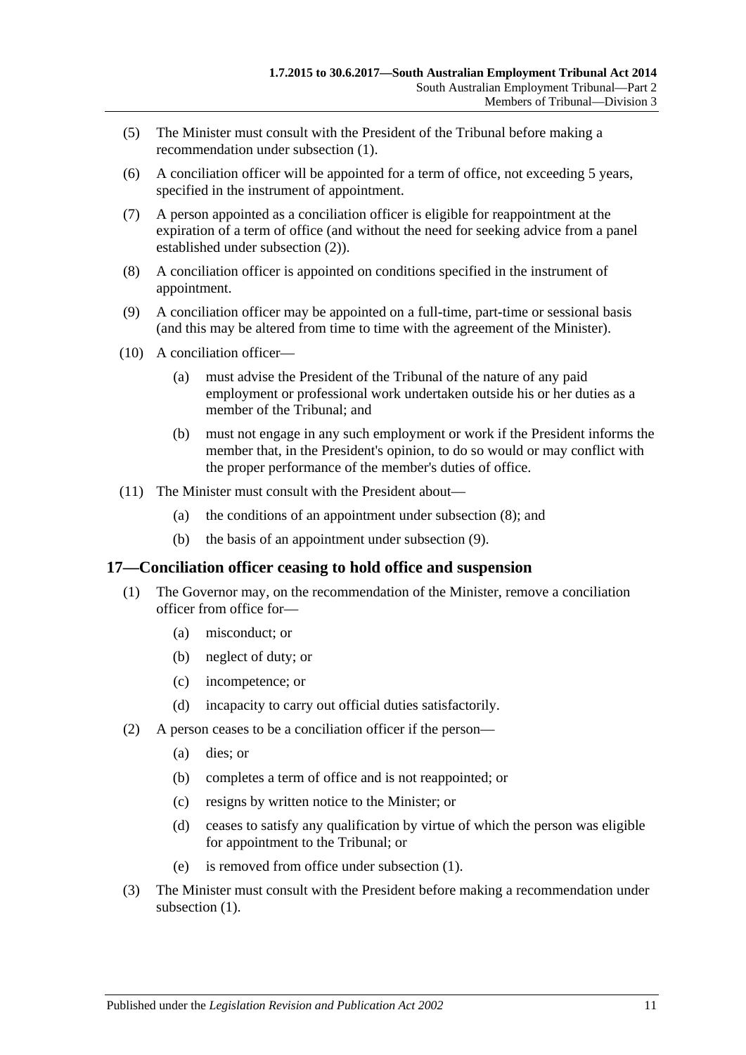(5) The Minister must consult with the President of the Tribunal before making a recommendation under subsection (1).

(6) A conciliation officer will be appointed for a term of office, not exceeding 5 years, specified in the instrument of appointment.

(7) A person appointed as a conciliation officer is eligible for reappointment at the expiration of a term of office (and without the need for seeking advice from a panel established under subsection (2)).

(8) A conciliation officer is appointed on conditions specified in the instrument of appointment.

(9) A conciliation officer may be appointed on a full-time, part-time or sessional basis (and this may be altered from time to time with the agreement of the Minister).

(10) A conciliation officer—

(a) must advise the President of the Tribunal of the nature of any paid employment or professional work undertaken outside his or her duties as a member of the Tribunal; and

(b) must not engage in any such employment or work if the President informs the member that, in the President's opinion, to do so would or may conflict with the proper performance of the member's duties of office.

(11) The Minister must consult with the President about—

(a) the conditions of an appointment under subsection (8); and

(b) the basis of an appointment under subsection (9).

## 17—Conciliation officer ceasing to hold office and suspension

(1) The Governor may, on the recommendation of the Minister, remove a conciliation officer from office for—

(a) misconduct; or

(b) neglect of duty; or

(c) incompetence; or

(d) incapacity to carry out official duties satisfactorily.

(2) A person ceases to be a conciliation officer if the person—

(a) dies; or

(b) completes a term of office and is not reappointed; or

(c) resigns by written notice to the Minister; or

(d) ceases to satisfy any qualification by virtue of which the person was eligible for appointment to the Tribunal; or

(e) is removed from office under subsection (1).

(3) The Minister must consult with the President before making a recommendation under subsection (1).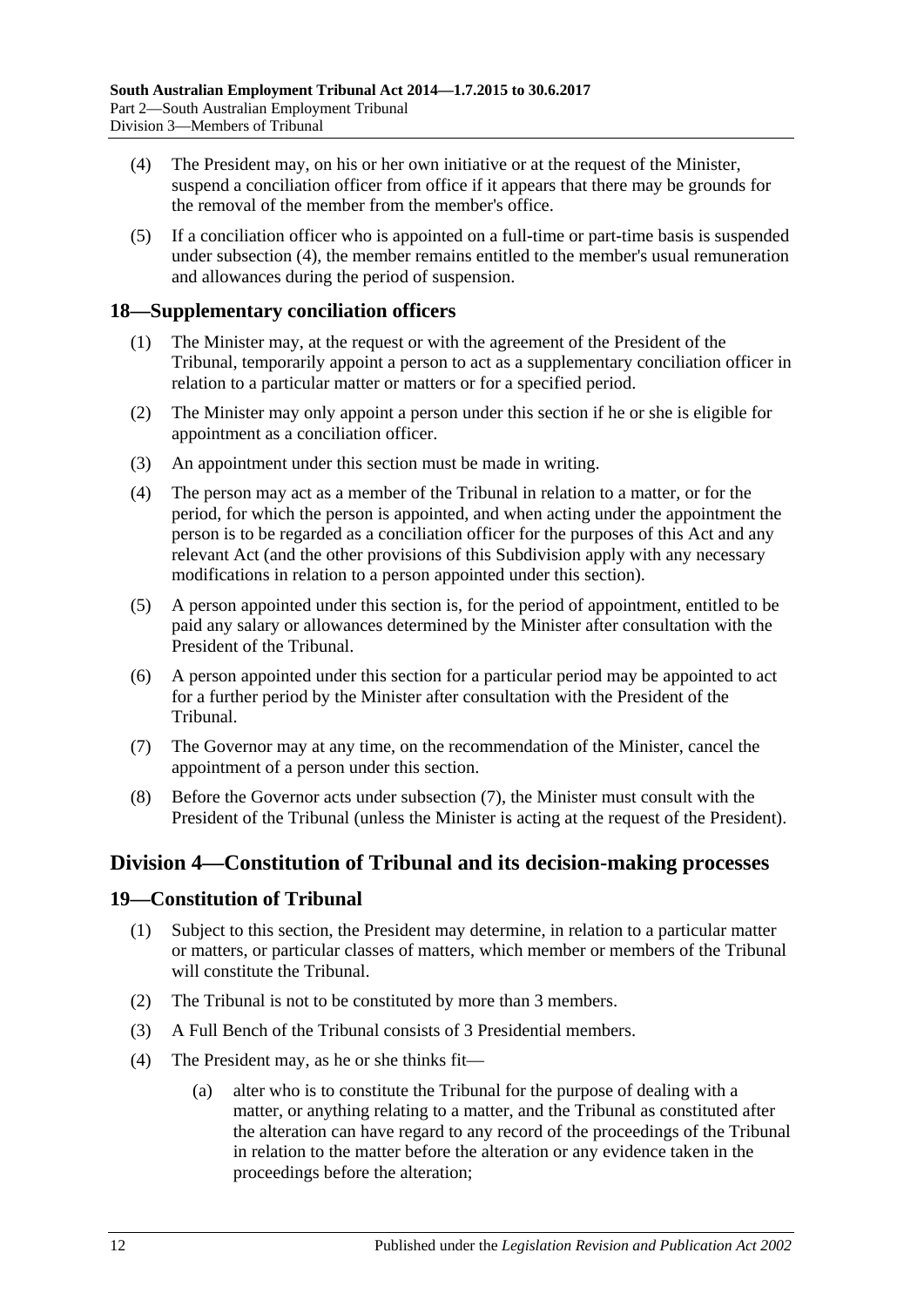(4) The President may, on his or her own initiative or at the request of the Minister, suspend a conciliation officer from office if it appears that there may be grounds for the removal of the member from the member's office.

(5) If a conciliation officer who is appointed on a full-time or part-time basis is suspended under subsection (4), the member remains entitled to the member's usual remuneration and allowances during the period of suspension.

## 18—Supplementary conciliation officers

(1) The Minister may, at the request or with the agreement of the President of the Tribunal, temporarily appoint a person to act as a supplementary conciliation officer in relation to a particular matter or matters or for a specified period.

(2) The Minister may only appoint a person under this section if he or she is eligible for appointment as a conciliation officer.

(3) An appointment under this section must be made in writing.

(4) The person may act as a member of the Tribunal in relation to a matter, or for the period, for which the person is appointed, and when acting under the appointment the person is to be regarded as a conciliation officer for the purposes of this Act and any relevant Act (and the other provisions of this Subdivision apply with any necessary modifications in relation to a person appointed under this section).

(5) A person appointed under this section is, for the period of appointment, entitled to be paid any salary or allowances determined by the Minister after consultation with the President of the Tribunal.

(6) A person appointed under this section for a particular period may be appointed to act for a further period by the Minister after consultation with the President of the Tribunal.

(7) The Governor may at any time, on the recommendation of the Minister, cancel the appointment of a person under this section.

(8) Before the Governor acts under subsection (7), the Minister must consult with the President of the Tribunal (unless the Minister is acting at the request of the President).

# Division 4—Constitution of Tribunal and its decision-making processes

## 19—Constitution of Tribunal

(1) Subject to this section, the President may determine, in relation to a particular matter or matters, or particular classes of matters, which member or members of the Tribunal will constitute the Tribunal.

(2) The Tribunal is not to be constituted by more than 3 members.

(3) A Full Bench of the Tribunal consists of 3 Presidential members.

(4) The President may, as he or she thinks fit—

(a) alter who is to constitute the Tribunal for the purpose of dealing with a matter, or anything relating to a matter, and the Tribunal as constituted after the alteration can have regard to any record of the proceedings of the Tribunal in relation to the matter before the alteration or any evidence taken in the proceedings before the alteration;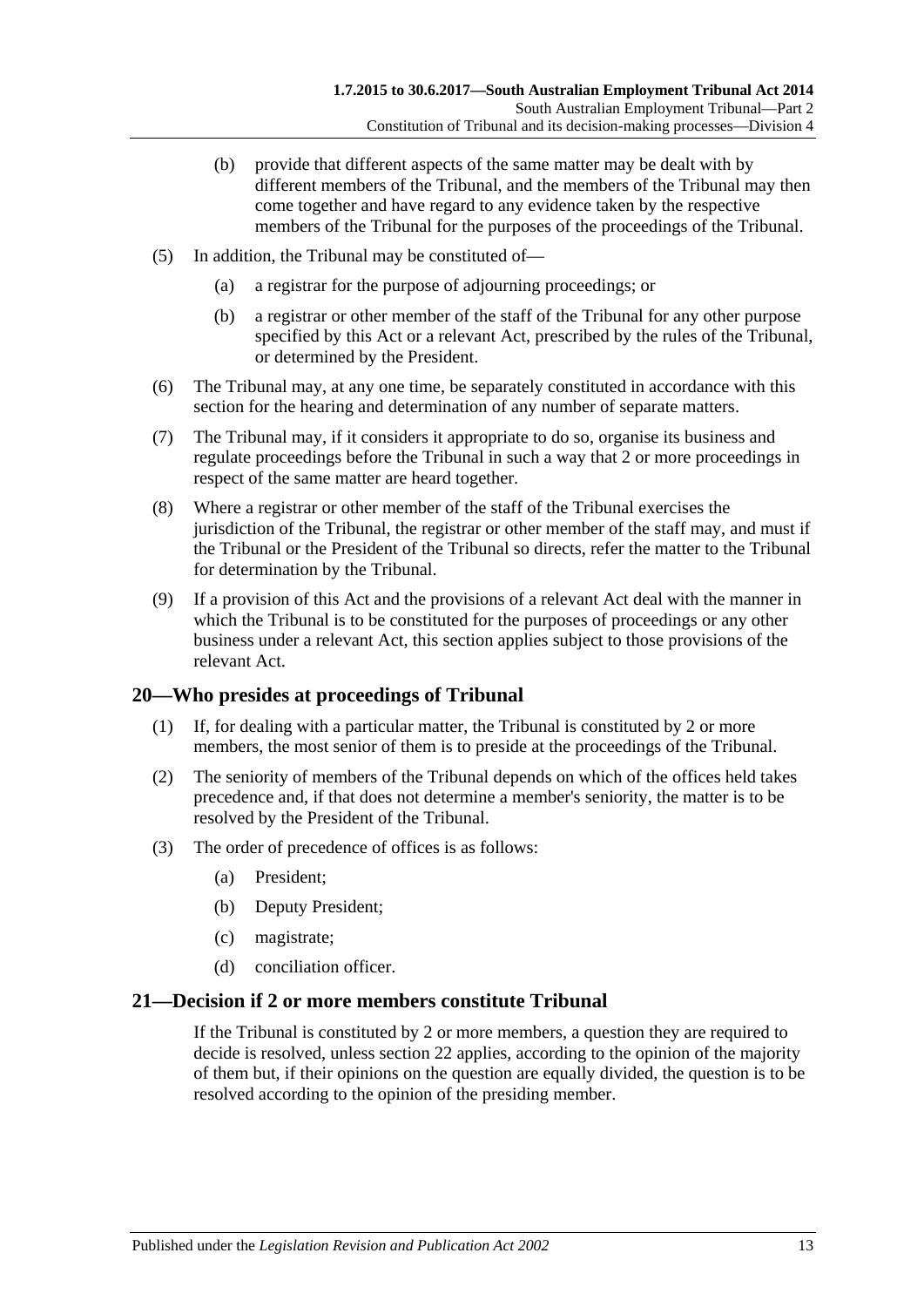(b) provide that different aspects of the same matter may be dealt with by different members of the Tribunal, and the members of the Tribunal may then come together and have regard to any evidence taken by the respective members of the Tribunal for the purposes of the proceedings of the Tribunal.

(5) In addition, the Tribunal may be constituted of—

(a) a registrar for the purpose of adjourning proceedings; or

(b) a registrar or other member of the staff of the Tribunal for any other purpose specified by this Act or a relevant Act, prescribed by the rules of the Tribunal, or determined by the President.

(6) The Tribunal may, at any one time, be separately constituted in accordance with this section for the hearing and determination of any number of separate matters.

(7) The Tribunal may, if it considers it appropriate to do so, organise its business and regulate proceedings before the Tribunal in such a way that 2 or more proceedings in respect of the same matter are heard together.

(8) Where a registrar or other member of the staff of the Tribunal exercises the jurisdiction of the Tribunal, the registrar or other member of the staff may, and must if the Tribunal or the President of the Tribunal so directs, refer the matter to the Tribunal for determination by the Tribunal.

(9) If a provision of this Act and the provisions of a relevant Act deal with the manner in which the Tribunal is to be constituted for the purposes of proceedings or any other business under a relevant Act, this section applies subject to those provisions of the relevant Act.

## 20—Who presides at proceedings of Tribunal

(1) If, for dealing with a particular matter, the Tribunal is constituted by 2 or more members, the most senior of them is to preside at the proceedings of the Tribunal.

(2) The seniority of members of the Tribunal depends on which of the offices held takes precedence and, if that does not determine a member's seniority, the matter is to be resolved by the President of the Tribunal.

(3) The order of precedence of offices is as follows:

(a) President;

(b) Deputy President;

(c) magistrate;

(d) conciliation officer.

## 21—Decision if 2 or more members constitute Tribunal

If the Tribunal is constituted by 2 or more members, a question they are required to decide is resolved, unless section 22 applies, according to the opinion of the majority of them but, if their opinions on the question are equally divided, the question is to be resolved according to the opinion of the presiding member.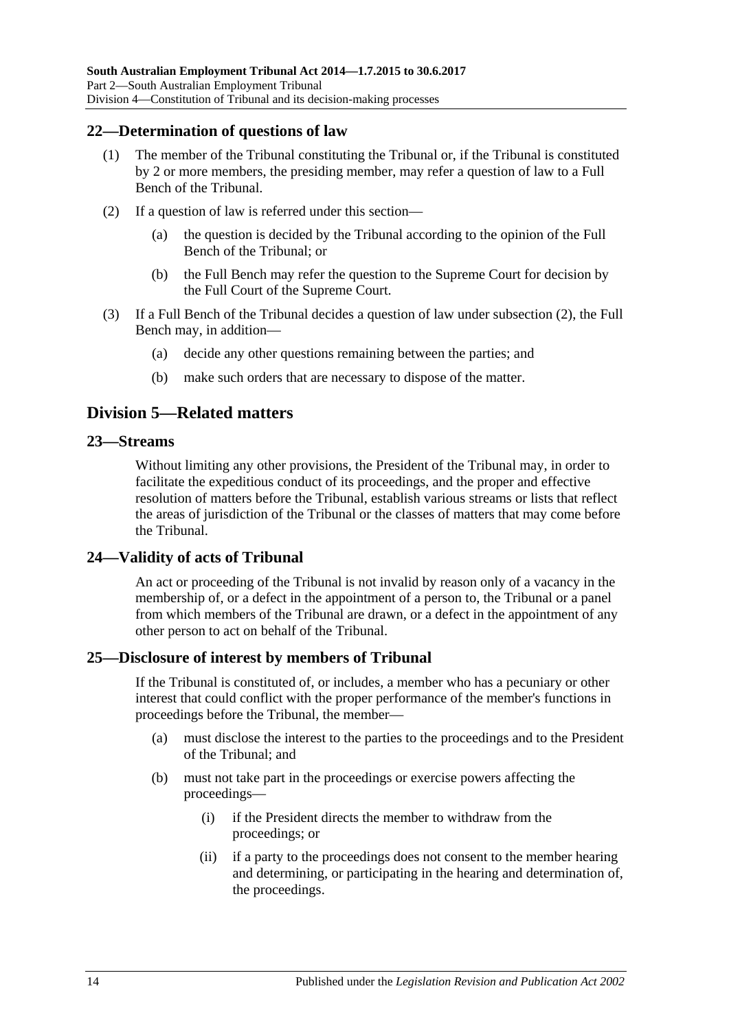## 22—Determination of questions of law

(1) The member of the Tribunal constituting the Tribunal or, if the Tribunal is constituted by 2 or more members, the presiding member, may refer a question of law to a Full Bench of the Tribunal.

(2) If a question of law is referred under this section—

(a) the question is decided by the Tribunal according to the opinion of the Full Bench of the Tribunal; or

(b) the Full Bench may refer the question to the Supreme Court for decision by the Full Court of the Supreme Court.

(3) If a Full Bench of the Tribunal decides a question of law under subsection (2), the Full Bench may, in addition—

(a) decide any other questions remaining between the parties; and

(b) make such orders that are necessary to dispose of the matter.

# Division 5—Related matters

## 23—Streams

Without limiting any other provisions, the President of the Tribunal may, in order to facilitate the expeditious conduct of its proceedings, and the proper and effective resolution of matters before the Tribunal, establish various streams or lists that reflect the areas of jurisdiction of the Tribunal or the classes of matters that may come before the Tribunal.

## 24—Validity of acts of Tribunal

An act or proceeding of the Tribunal is not invalid by reason only of a vacancy in the membership of, or a defect in the appointment of a person to, the Tribunal or a panel from which members of the Tribunal are drawn, or a defect in the appointment of any other person to act on behalf of the Tribunal.

## 25—Disclosure of interest by members of Tribunal

If the Tribunal is constituted of, or includes, a member who has a pecuniary or other interest that could conflict with the proper performance of the member's functions in proceedings before the Tribunal, the member—

(a) must disclose the interest to the parties to the proceedings and to the President of the Tribunal; and

(b) must not take part in the proceedings or exercise powers affecting the proceedings—

(i) if the President directs the member to withdraw from the proceedings; or

(ii) if a party to the proceedings does not consent to the member hearing and determining, or participating in the hearing and determination of, the proceedings.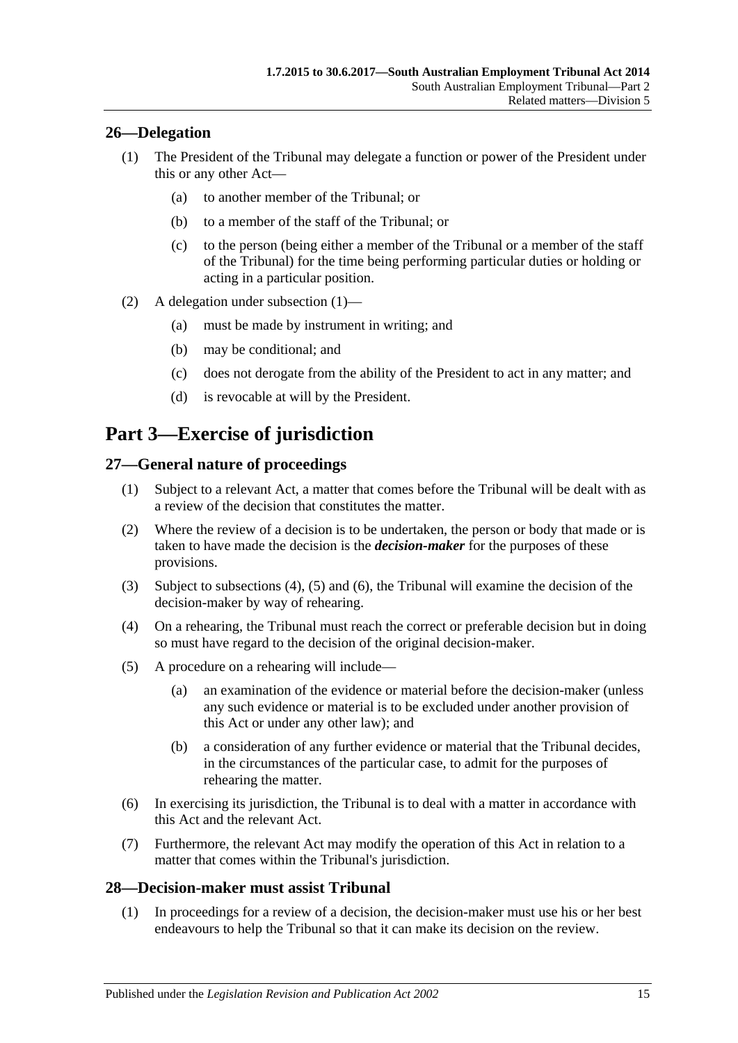## 26—Delegation

(1) The President of the Tribunal may delegate a function or power of the President under this or any other Act—

(a) to another member of the Tribunal; or

(b) to a member of the staff of the Tribunal; or

(c) to the person (being either a member of the Tribunal or a member of the staff of the Tribunal) for the time being performing particular duties or holding or acting in a particular position.

(2) A delegation under subsection (1)—

(a) must be made by instrument in writing; and

(b) may be conditional; and

(c) does not derogate from the ability of the President to act in any matter; and

(d) is revocable at will by the President.

# Part 3—Exercise of jurisdiction

## 27—General nature of proceedings

(1) Subject to a relevant Act, a matter that comes before the Tribunal will be dealt with as a review of the decision that constitutes the matter.

(2) Where the review of a decision is to be undertaken, the person or body that made or is taken to have made the decision is the ***decision-maker*** for the purposes of these provisions.

(3) Subject to subsections (4), (5) and (6), the Tribunal will examine the decision of the decision-maker by way of rehearing.

(4) On a rehearing, the Tribunal must reach the correct or preferable decision but in doing so must have regard to the decision of the original decision-maker.

(5) A procedure on a rehearing will include—

(a) an examination of the evidence or material before the decision-maker (unless any such evidence or material is to be excluded under another provision of this Act or under any other law); and

(b) a consideration of any further evidence or material that the Tribunal decides, in the circumstances of the particular case, to admit for the purposes of rehearing the matter.

(6) In exercising its jurisdiction, the Tribunal is to deal with a matter in accordance with this Act and the relevant Act.

(7) Furthermore, the relevant Act may modify the operation of this Act in relation to a matter that comes within the Tribunal's jurisdiction.

## 28—Decision-maker must assist Tribunal

(1) In proceedings for a review of a decision, the decision-maker must use his or her best endeavours to help the Tribunal so that it can make its decision on the review.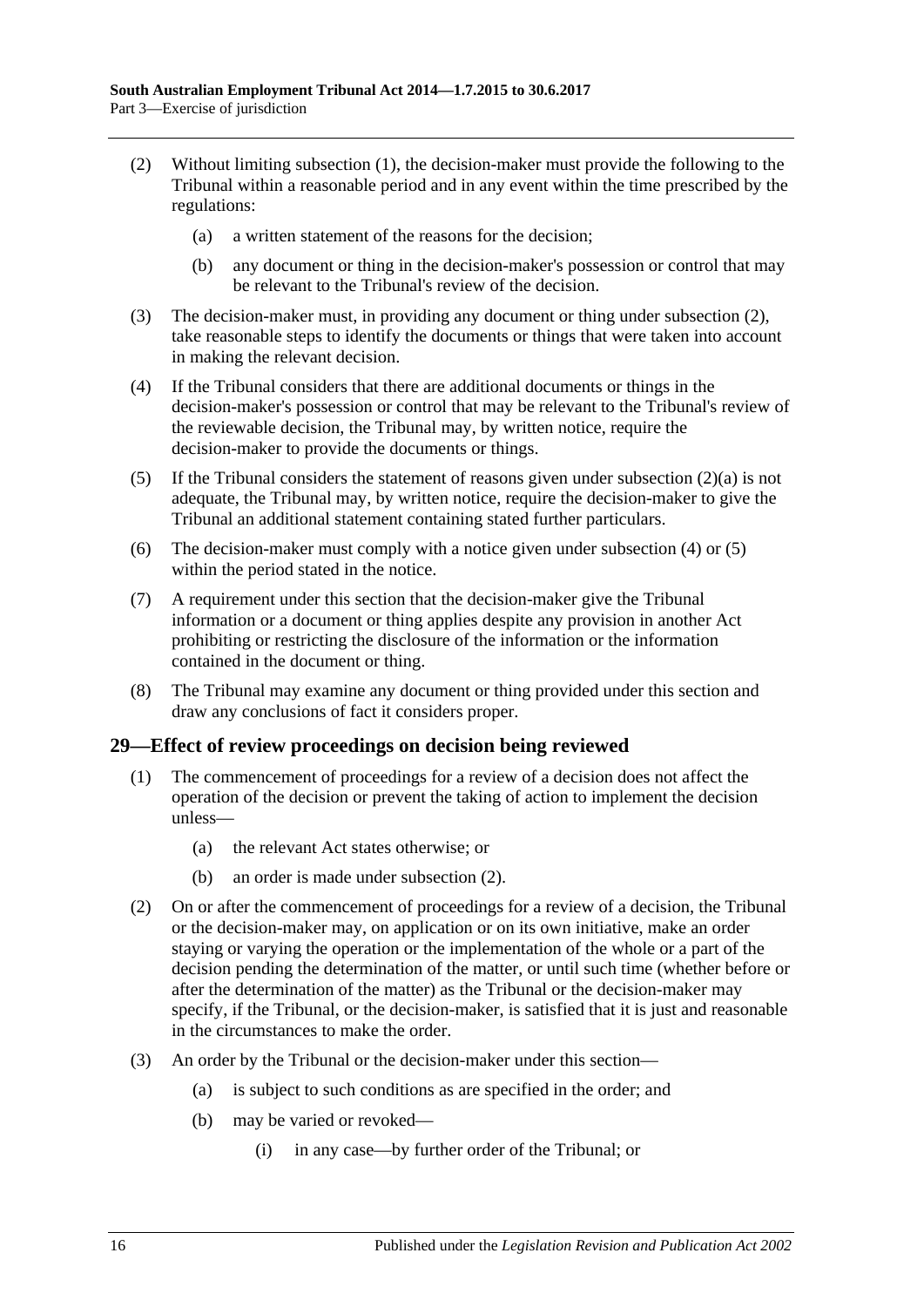(2) Without limiting subsection (1), the decision-maker must provide the following to the Tribunal within a reasonable period and in any event within the time prescribed by the regulations:

   (a) a written statement of the reasons for the decision;

   (b) any document or thing in the decision-maker's possession or control that may be relevant to the Tribunal's review of the decision.

(3) The decision-maker must, in providing any document or thing under subsection (2), take reasonable steps to identify the documents or things that were taken into account in making the relevant decision.

(4) If the Tribunal considers that there are additional documents or things in the decision-maker's possession or control that may be relevant to the Tribunal's review of the reviewable decision, the Tribunal may, by written notice, require the decision-maker to provide the documents or things.

(5) If the Tribunal considers the statement of reasons given under subsection (2)(a) is not adequate, the Tribunal may, by written notice, require the decision-maker to give the Tribunal an additional statement containing stated further particulars.

(6) The decision-maker must comply with a notice given under subsection (4) or (5) within the period stated in the notice.

(7) A requirement under this section that the decision-maker give the Tribunal information or a document or thing applies despite any provision in another Act prohibiting or restricting the disclosure of the information or the information contained in the document or thing.

(8) The Tribunal may examine any document or thing provided under this section and draw any conclusions of fact it considers proper.

## 29—Effect of review proceedings on decision being reviewed

(1) The commencement of proceedings for a review of a decision does not affect the operation of the decision or prevent the taking of action to implement the decision unless—

   (a) the relevant Act states otherwise; or

   (b) an order is made under subsection (2).

(2) On or after the commencement of proceedings for a review of a decision, the Tribunal or the decision-maker may, on application or on its own initiative, make an order staying or varying the operation or the implementation of the whole or a part of the decision pending the determination of the matter, or until such time (whether before or after the determination of the matter) as the Tribunal or the decision-maker may specify, if the Tribunal, or the decision-maker, is satisfied that it is just and reasonable in the circumstances to make the order.

(3) An order by the Tribunal or the decision-maker under this section—

   (a) is subject to such conditions as are specified in the order; and

   (b) may be varied or revoked—

      (i) in any case—by further order of the Tribunal; or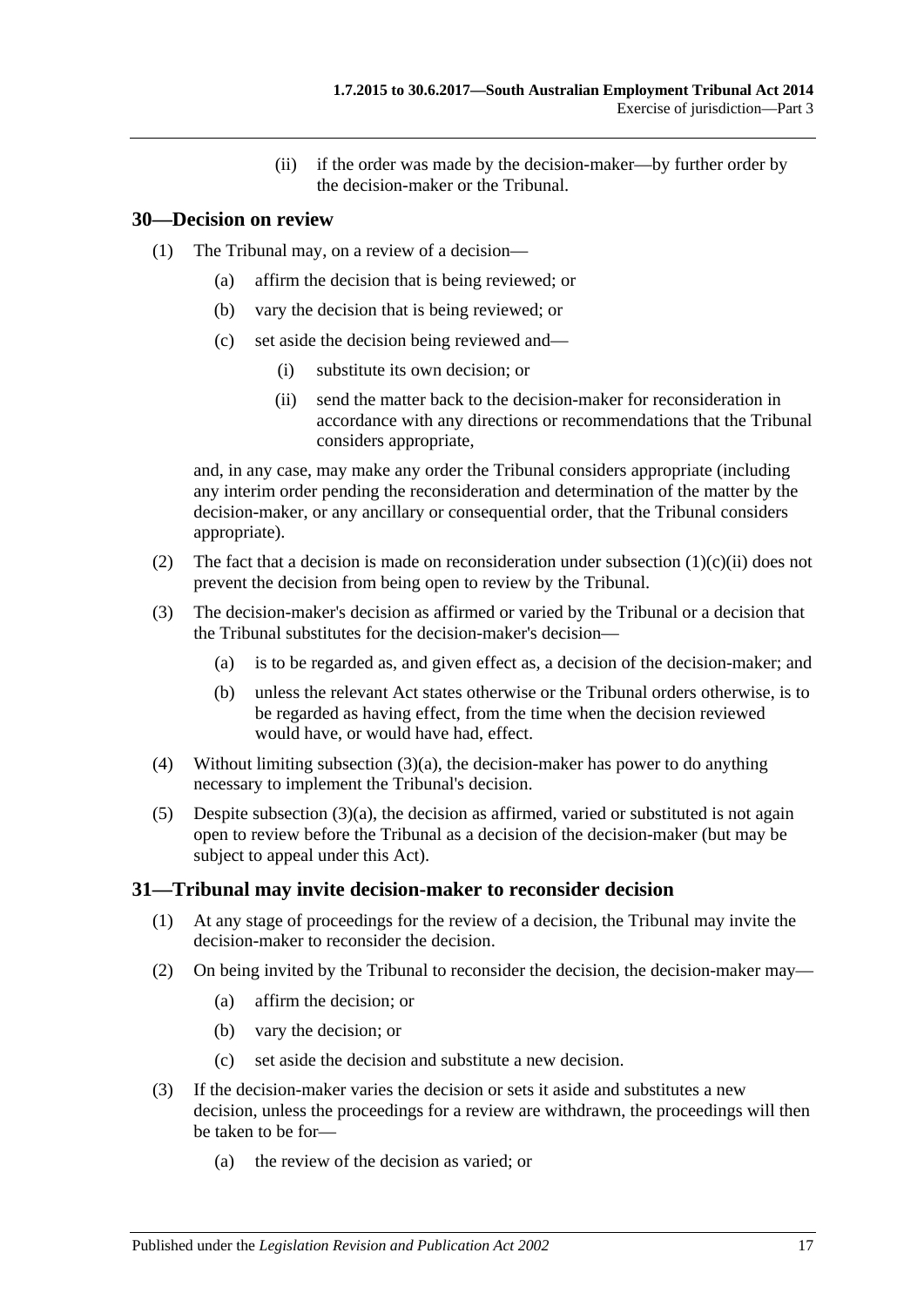(ii) if the order was made by the decision-maker—by further order by the decision-maker or the Tribunal.

## 30—Decision on review

(1) The Tribunal may, on a review of a decision—

(a) affirm the decision that is being reviewed; or

(b) vary the decision that is being reviewed; or

(c) set aside the decision being reviewed and—

(i) substitute its own decision; or

(ii) send the matter back to the decision-maker for reconsideration in accordance with any directions or recommendations that the Tribunal considers appropriate,

and, in any case, may make any order the Tribunal considers appropriate (including any interim order pending the reconsideration and determination of the matter by the decision-maker, or any ancillary or consequential order, that the Tribunal considers appropriate).

(2) The fact that a decision is made on reconsideration under subsection (1)(c)(ii) does not prevent the decision from being open to review by the Tribunal.

(3) The decision-maker's decision as affirmed or varied by the Tribunal or a decision that the Tribunal substitutes for the decision-maker's decision—

(a) is to be regarded as, and given effect as, a decision of the decision-maker; and

(b) unless the relevant Act states otherwise or the Tribunal orders otherwise, is to be regarded as having effect, from the time when the decision reviewed would have, or would have had, effect.

(4) Without limiting subsection (3)(a), the decision-maker has power to do anything necessary to implement the Tribunal's decision.

(5) Despite subsection (3)(a), the decision as affirmed, varied or substituted is not again open to review before the Tribunal as a decision of the decision-maker (but may be subject to appeal under this Act).

## 31—Tribunal may invite decision-maker to reconsider decision

(1) At any stage of proceedings for the review of a decision, the Tribunal may invite the decision-maker to reconsider the decision.

(2) On being invited by the Tribunal to reconsider the decision, the decision-maker may—

(a) affirm the decision; or

(b) vary the decision; or

(c) set aside the decision and substitute a new decision.

(3) If the decision-maker varies the decision or sets it aside and substitutes a new decision, unless the proceedings for a review are withdrawn, the proceedings will then be taken to be for—

(a) the review of the decision as varied; or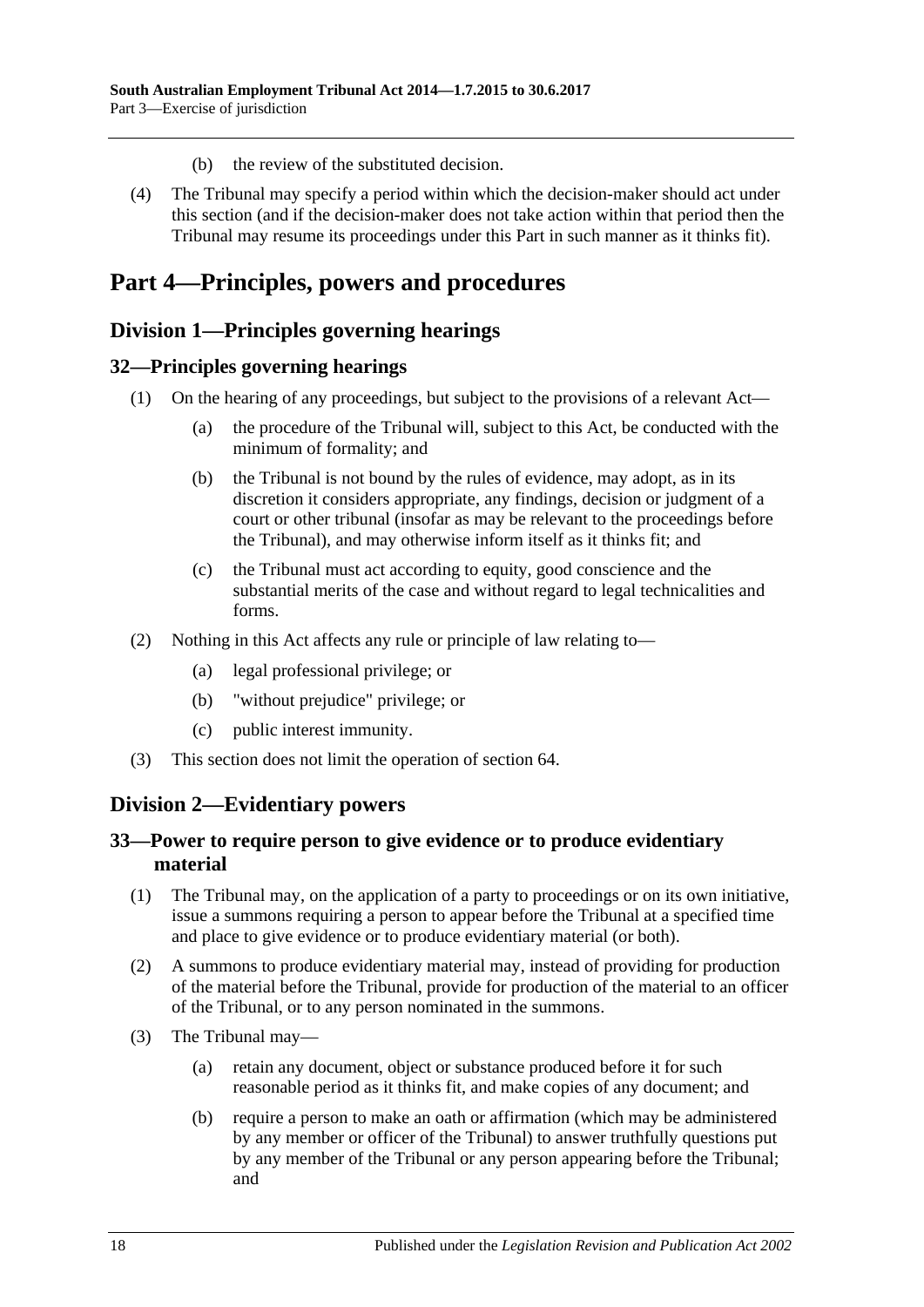(b) the review of the substituted decision.

(4) The Tribunal may specify a period within which the decision-maker should act under this section (and if the decision-maker does not take action within that period then the Tribunal may resume its proceedings under this Part in such manner as it thinks fit).

# Part 4—Principles, powers and procedures

## Division 1—Principles governing hearings

### 32—Principles governing hearings

(1) On the hearing of any proceedings, but subject to the provisions of a relevant Act—

(a) the procedure of the Tribunal will, subject to this Act, be conducted with the minimum of formality; and

(b) the Tribunal is not bound by the rules of evidence, may adopt, as in its discretion it considers appropriate, any findings, decision or judgment of a court or other tribunal (insofar as may be relevant to the proceedings before the Tribunal), and may otherwise inform itself as it thinks fit; and

(c) the Tribunal must act according to equity, good conscience and the substantial merits of the case and without regard to legal technicalities and forms.

(2) Nothing in this Act affects any rule or principle of law relating to—

(a) legal professional privilege; or

(b) "without prejudice" privilege; or

(c) public interest immunity.

(3) This section does not limit the operation of section 64.

## Division 2—Evidentiary powers

### 33—Power to require person to give evidence or to produce evidentiary material

(1) The Tribunal may, on the application of a party to proceedings or on its own initiative, issue a summons requiring a person to appear before the Tribunal at a specified time and place to give evidence or to produce evidentiary material (or both).

(2) A summons to produce evidentiary material may, instead of providing for production of the material before the Tribunal, provide for production of the material to an officer of the Tribunal, or to any person nominated in the summons.

(3) The Tribunal may—

(a) retain any document, object or substance produced before it for such reasonable period as it thinks fit, and make copies of any document; and

(b) require a person to make an oath or affirmation (which may be administered by any member or officer of the Tribunal) to answer truthfully questions put by any member of the Tribunal or any person appearing before the Tribunal; and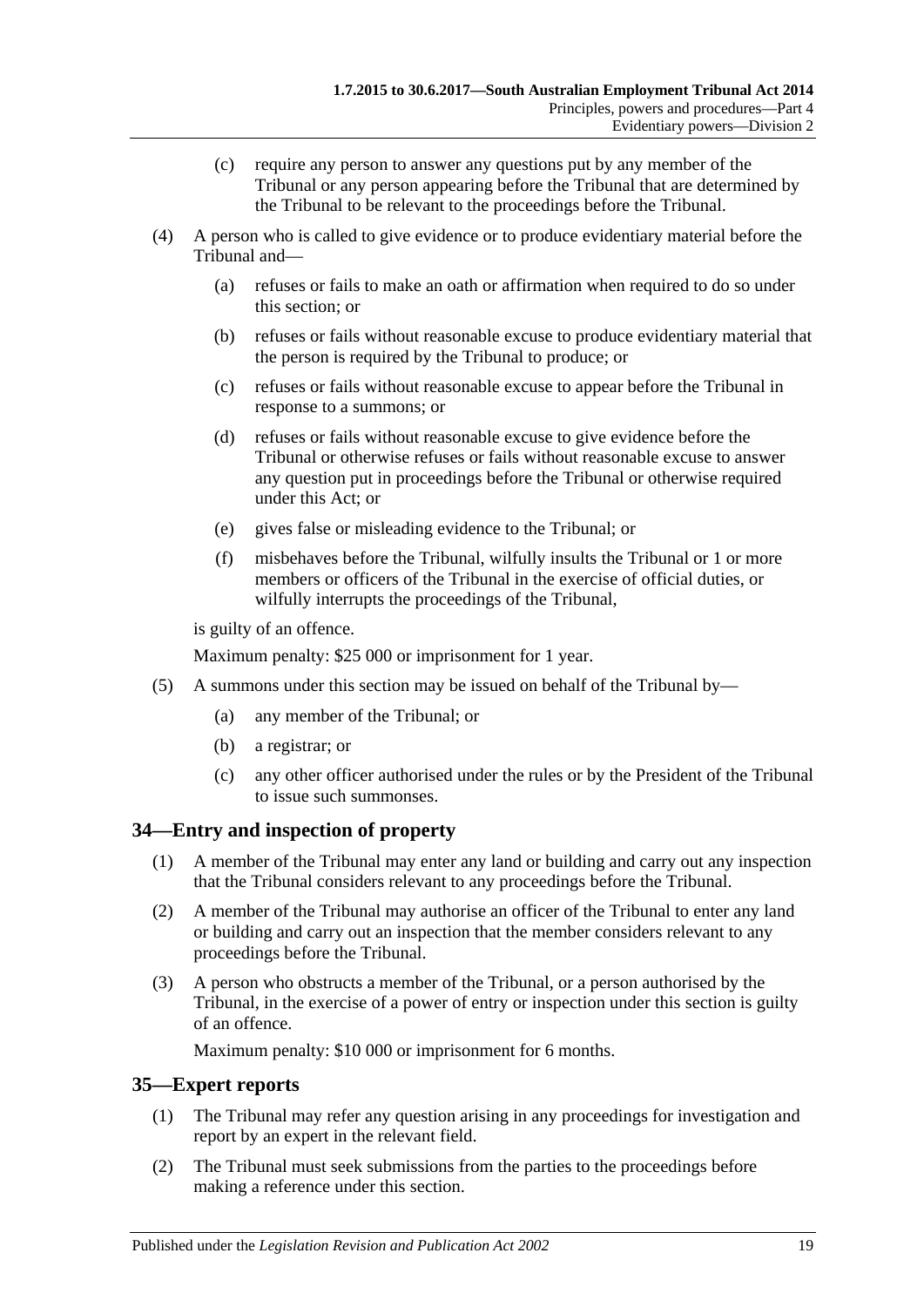(c) require any person to answer any questions put by any member of the Tribunal or any person appearing before the Tribunal that are determined by the Tribunal to be relevant to the proceedings before the Tribunal.

(4) A person who is called to give evidence or to produce evidentiary material before the Tribunal and—

(a) refuses or fails to make an oath or affirmation when required to do so under this section; or

(b) refuses or fails without reasonable excuse to produce evidentiary material that the person is required by the Tribunal to produce; or

(c) refuses or fails without reasonable excuse to appear before the Tribunal in response to a summons; or

(d) refuses or fails without reasonable excuse to give evidence before the Tribunal or otherwise refuses or fails without reasonable excuse to answer any question put in proceedings before the Tribunal or otherwise required under this Act; or

(e) gives false or misleading evidence to the Tribunal; or

(f) misbehaves before the Tribunal, wilfully insults the Tribunal or 1 or more members or officers of the Tribunal in the exercise of official duties, or wilfully interrupts the proceedings of the Tribunal,

is guilty of an offence.

Maximum penalty: $25 000 or imprisonment for 1 year.

(5) A summons under this section may be issued on behalf of the Tribunal by—

(a) any member of the Tribunal; or

(b) a registrar; or

(c) any other officer authorised under the rules or by the President of the Tribunal to issue such summonses.

## 34—Entry and inspection of property

(1) A member of the Tribunal may enter any land or building and carry out any inspection that the Tribunal considers relevant to any proceedings before the Tribunal.

(2) A member of the Tribunal may authorise an officer of the Tribunal to enter any land or building and carry out an inspection that the member considers relevant to any proceedings before the Tribunal.

(3) A person who obstructs a member of the Tribunal, or a person authorised by the Tribunal, in the exercise of a power of entry or inspection under this section is guilty of an offence.

Maximum penalty: $10 000 or imprisonment for 6 months.

## 35—Expert reports

(1) The Tribunal may refer any question arising in any proceedings for investigation and report by an expert in the relevant field.

(2) The Tribunal must seek submissions from the parties to the proceedings before making a reference under this section.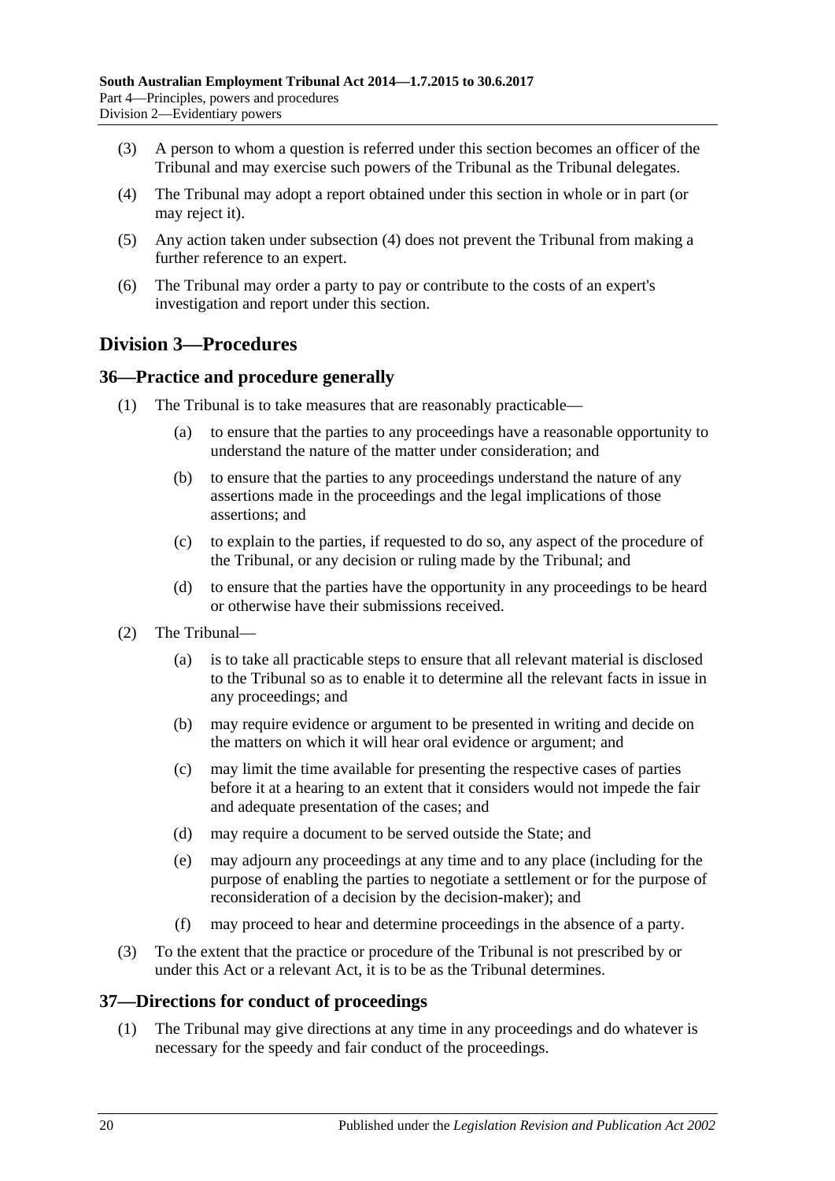(3) A person to whom a question is referred under this section becomes an officer of the Tribunal and may exercise such powers of the Tribunal as the Tribunal delegates.

(4) The Tribunal may adopt a report obtained under this section in whole or in part (or may reject it).

(5) Any action taken under subsection (4) does not prevent the Tribunal from making a further reference to an expert.

(6) The Tribunal may order a party to pay or contribute to the costs of an expert's investigation and report under this section.

## Division 3—Procedures

### 36—Practice and procedure generally

(1) The Tribunal is to take measures that are reasonably practicable—

(a) to ensure that the parties to any proceedings have a reasonable opportunity to understand the nature of the matter under consideration; and

(b) to ensure that the parties to any proceedings understand the nature of any assertions made in the proceedings and the legal implications of those assertions; and

(c) to explain to the parties, if requested to do so, any aspect of the procedure of the Tribunal, or any decision or ruling made by the Tribunal; and

(d) to ensure that the parties have the opportunity in any proceedings to be heard or otherwise have their submissions received.

(2) The Tribunal—

(a) is to take all practicable steps to ensure that all relevant material is disclosed to the Tribunal so as to enable it to determine all the relevant facts in issue in any proceedings; and

(b) may require evidence or argument to be presented in writing and decide on the matters on which it will hear oral evidence or argument; and

(c) may limit the time available for presenting the respective cases of parties before it at a hearing to an extent that it considers would not impede the fair and adequate presentation of the cases; and

(d) may require a document to be served outside the State; and

(e) may adjourn any proceedings at any time and to any place (including for the purpose of enabling the parties to negotiate a settlement or for the purpose of reconsideration of a decision by the decision-maker); and

(f) may proceed to hear and determine proceedings in the absence of a party.

(3) To the extent that the practice or procedure of the Tribunal is not prescribed by or under this Act or a relevant Act, it is to be as the Tribunal determines.

### 37—Directions for conduct of proceedings

(1) The Tribunal may give directions at any time in any proceedings and do whatever is necessary for the speedy and fair conduct of the proceedings.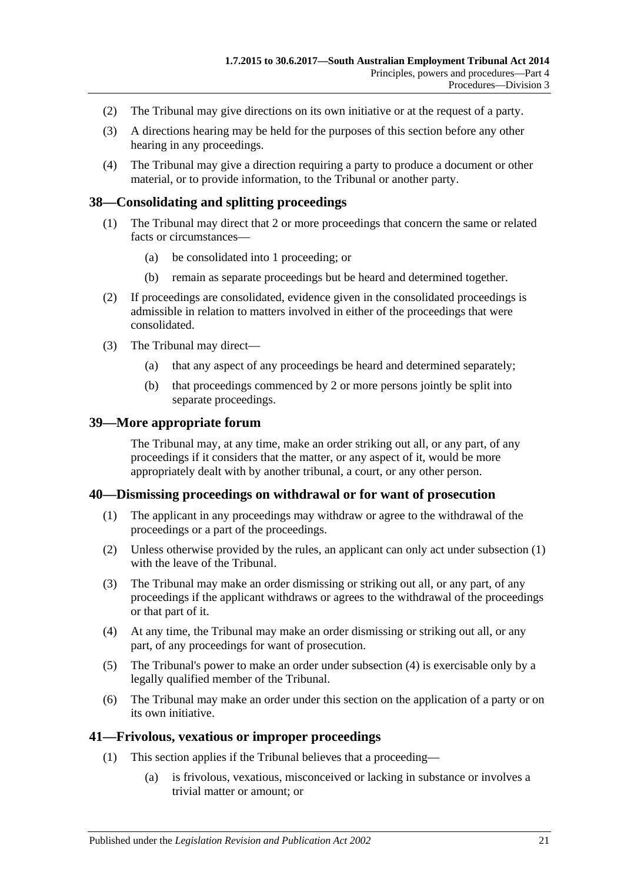(2) The Tribunal may give directions on its own initiative or at the request of a party.

(3) A directions hearing may be held for the purposes of this section before any other hearing in any proceedings.

(4) The Tribunal may give a direction requiring a party to produce a document or other material, or to provide information, to the Tribunal or another party.

## 38—Consolidating and splitting proceedings

(1) The Tribunal may direct that 2 or more proceedings that concern the same or related facts or circumstances—

(a) be consolidated into 1 proceeding; or

(b) remain as separate proceedings but be heard and determined together.

(2) If proceedings are consolidated, evidence given in the consolidated proceedings is admissible in relation to matters involved in either of the proceedings that were consolidated.

(3) The Tribunal may direct—

(a) that any aspect of any proceedings be heard and determined separately;

(b) that proceedings commenced by 2 or more persons jointly be split into separate proceedings.

## 39—More appropriate forum

The Tribunal may, at any time, make an order striking out all, or any part, of any proceedings if it considers that the matter, or any aspect of it, would be more appropriately dealt with by another tribunal, a court, or any other person.

## 40—Dismissing proceedings on withdrawal or for want of prosecution

(1) The applicant in any proceedings may withdraw or agree to the withdrawal of the proceedings or a part of the proceedings.

(2) Unless otherwise provided by the rules, an applicant can only act under subsection (1) with the leave of the Tribunal.

(3) The Tribunal may make an order dismissing or striking out all, or any part, of any proceedings if the applicant withdraws or agrees to the withdrawal of the proceedings or that part of it.

(4) At any time, the Tribunal may make an order dismissing or striking out all, or any part, of any proceedings for want of prosecution.

(5) The Tribunal's power to make an order under subsection (4) is exercisable only by a legally qualified member of the Tribunal.

(6) The Tribunal may make an order under this section on the application of a party or on its own initiative.

## 41—Frivolous, vexatious or improper proceedings

(1) This section applies if the Tribunal believes that a proceeding—

(a) is frivolous, vexatious, misconceived or lacking in substance or involves a trivial matter or amount; or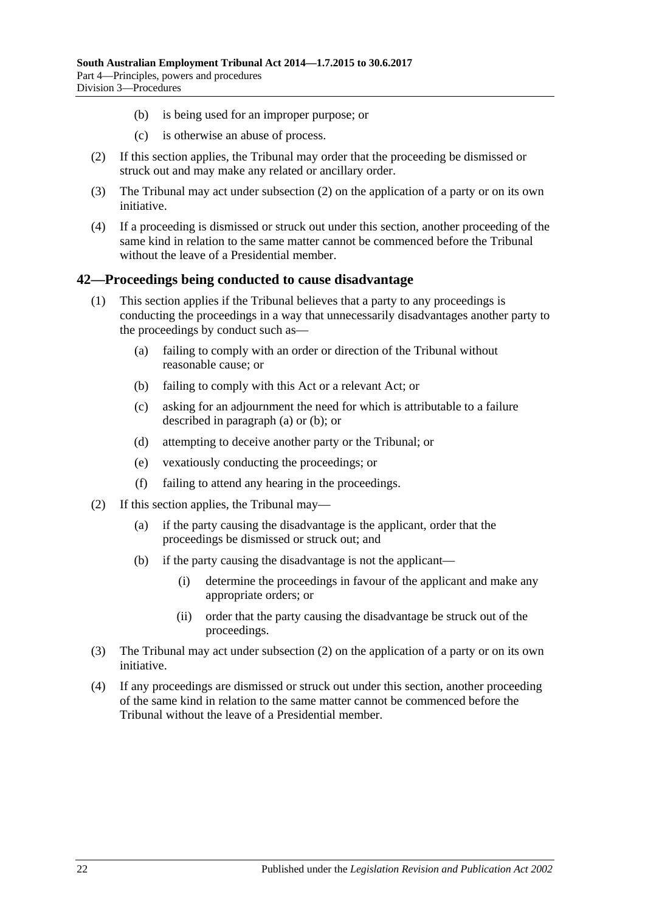- (b) is being used for an improper purpose; or
- (c) is otherwise an abuse of process.

(2) If this section applies, the Tribunal may order that the proceeding be dismissed or struck out and may make any related or ancillary order.

(3) The Tribunal may act under subsection (2) on the application of a party or on its own initiative.

(4) If a proceeding is dismissed or struck out under this section, another proceeding of the same kind in relation to the same matter cannot be commenced before the Tribunal without the leave of a Presidential member.

## 42—Proceedings being conducted to cause disadvantage

(1) This section applies if the Tribunal believes that a party to any proceedings is conducting the proceedings in a way that unnecessarily disadvantages another party to the proceedings by conduct such as—

- (a) failing to comply with an order or direction of the Tribunal without reasonable cause; or
- (b) failing to comply with this Act or a relevant Act; or
- (c) asking for an adjournment the need for which is attributable to a failure described in paragraph (a) or (b); or
- (d) attempting to deceive another party or the Tribunal; or
- (e) vexatiously conducting the proceedings; or
- (f) failing to attend any hearing in the proceedings.

(2) If this section applies, the Tribunal may—

- (a) if the party causing the disadvantage is the applicant, order that the proceedings be dismissed or struck out; and
- (b) if the party causing the disadvantage is not the applicant—
  - (i) determine the proceedings in favour of the applicant and make any appropriate orders; or
  - (ii) order that the party causing the disadvantage be struck out of the proceedings.

(3) The Tribunal may act under subsection (2) on the application of a party or on its own initiative.

(4) If any proceedings are dismissed or struck out under this section, another proceeding of the same kind in relation to the same matter cannot be commenced before the Tribunal without the leave of a Presidential member.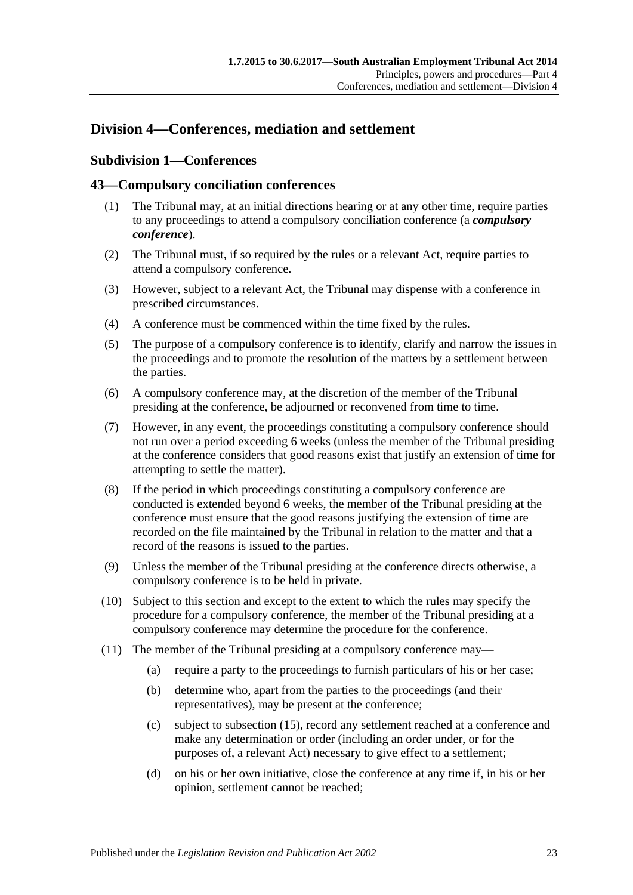## Division 4—Conferences, mediation and settlement

### Subdivision 1—Conferences

### 43—Compulsory conciliation conferences

(1) The Tribunal may, at an initial directions hearing or at any other time, require parties to any proceedings to attend a compulsory conciliation conference (a ***compulsory conference***).

(2) The Tribunal must, if so required by the rules or a relevant Act, require parties to attend a compulsory conference.

(3) However, subject to a relevant Act, the Tribunal may dispense with a conference in prescribed circumstances.

(4) A conference must be commenced within the time fixed by the rules.

(5) The purpose of a compulsory conference is to identify, clarify and narrow the issues in the proceedings and to promote the resolution of the matters by a settlement between the parties.

(6) A compulsory conference may, at the discretion of the member of the Tribunal presiding at the conference, be adjourned or reconvened from time to time.

(7) However, in any event, the proceedings constituting a compulsory conference should not run over a period exceeding 6 weeks (unless the member of the Tribunal presiding at the conference considers that good reasons exist that justify an extension of time for attempting to settle the matter).

(8) If the period in which proceedings constituting a compulsory conference are conducted is extended beyond 6 weeks, the member of the Tribunal presiding at the conference must ensure that the good reasons justifying the extension of time are recorded on the file maintained by the Tribunal in relation to the matter and that a record of the reasons is issued to the parties.

(9) Unless the member of the Tribunal presiding at the conference directs otherwise, a compulsory conference is to be held in private.

(10) Subject to this section and except to the extent to which the rules may specify the procedure for a compulsory conference, the member of the Tribunal presiding at a compulsory conference may determine the procedure for the conference.

(11) The member of the Tribunal presiding at a compulsory conference may—

(a) require a party to the proceedings to furnish particulars of his or her case;

(b) determine who, apart from the parties to the proceedings (and their representatives), may be present at the conference;

(c) subject to subsection (15), record any settlement reached at a conference and make any determination or order (including an order under, or for the purposes of, a relevant Act) necessary to give effect to a settlement;

(d) on his or her own initiative, close the conference at any time if, in his or her opinion, settlement cannot be reached;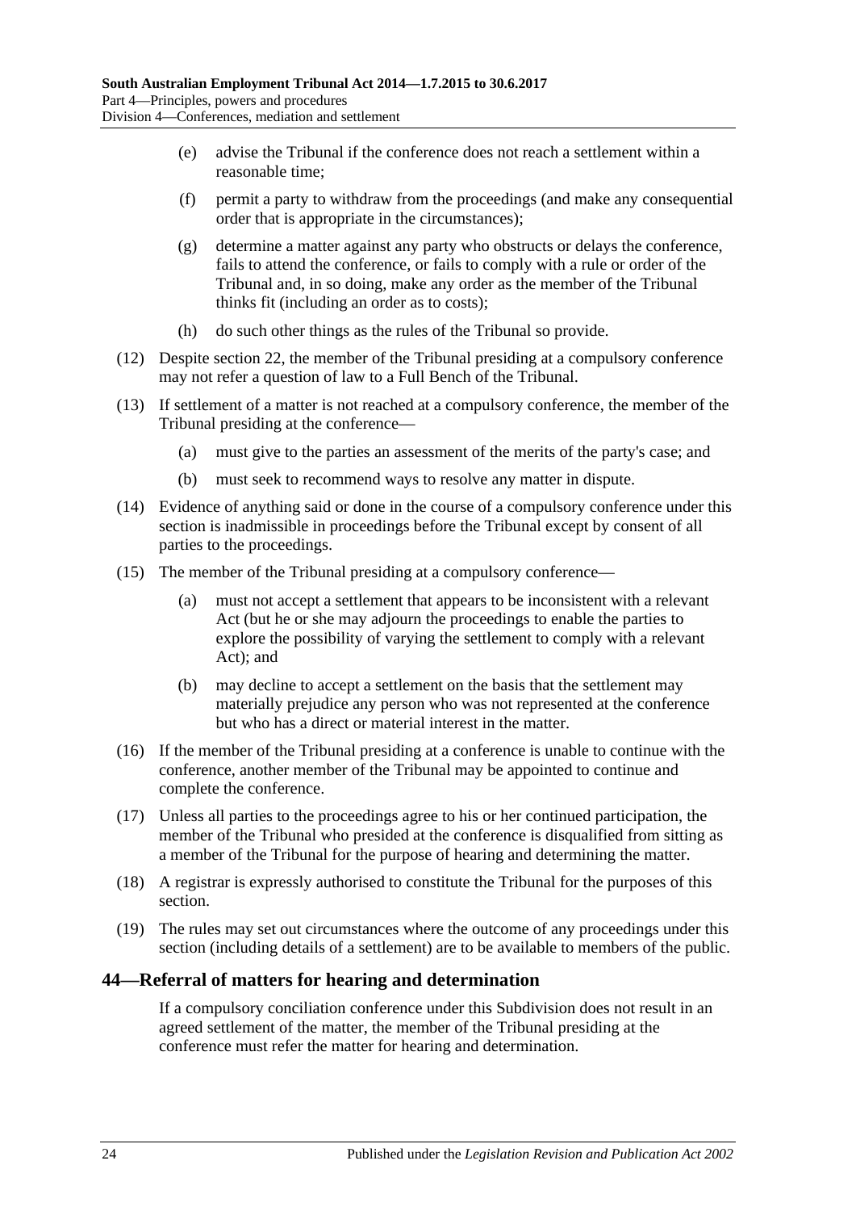(e) advise the Tribunal if the conference does not reach a settlement within a reasonable time;

(f) permit a party to withdraw from the proceedings (and make any consequential order that is appropriate in the circumstances);

(g) determine a matter against any party who obstructs or delays the conference, fails to attend the conference, or fails to comply with a rule or order of the Tribunal and, in so doing, make any order as the member of the Tribunal thinks fit (including an order as to costs);

(h) do such other things as the rules of the Tribunal so provide.

(12) Despite section 22, the member of the Tribunal presiding at a compulsory conference may not refer a question of law to a Full Bench of the Tribunal.

(13) If settlement of a matter is not reached at a compulsory conference, the member of the Tribunal presiding at the conference—

(a) must give to the parties an assessment of the merits of the party's case; and

(b) must seek to recommend ways to resolve any matter in dispute.

(14) Evidence of anything said or done in the course of a compulsory conference under this section is inadmissible in proceedings before the Tribunal except by consent of all parties to the proceedings.

(15) The member of the Tribunal presiding at a compulsory conference—

(a) must not accept a settlement that appears to be inconsistent with a relevant Act (but he or she may adjourn the proceedings to enable the parties to explore the possibility of varying the settlement to comply with a relevant Act); and

(b) may decline to accept a settlement on the basis that the settlement may materially prejudice any person who was not represented at the conference but who has a direct or material interest in the matter.

(16) If the member of the Tribunal presiding at a conference is unable to continue with the conference, another member of the Tribunal may be appointed to continue and complete the conference.

(17) Unless all parties to the proceedings agree to his or her continued participation, the member of the Tribunal who presided at the conference is disqualified from sitting as a member of the Tribunal for the purpose of hearing and determining the matter.

(18) A registrar is expressly authorised to constitute the Tribunal for the purposes of this section.

(19) The rules may set out circumstances where the outcome of any proceedings under this section (including details of a settlement) are to be available to members of the public.

## 44—Referral of matters for hearing and determination

If a compulsory conciliation conference under this Subdivision does not result in an agreed settlement of the matter, the member of the Tribunal presiding at the conference must refer the matter for hearing and determination.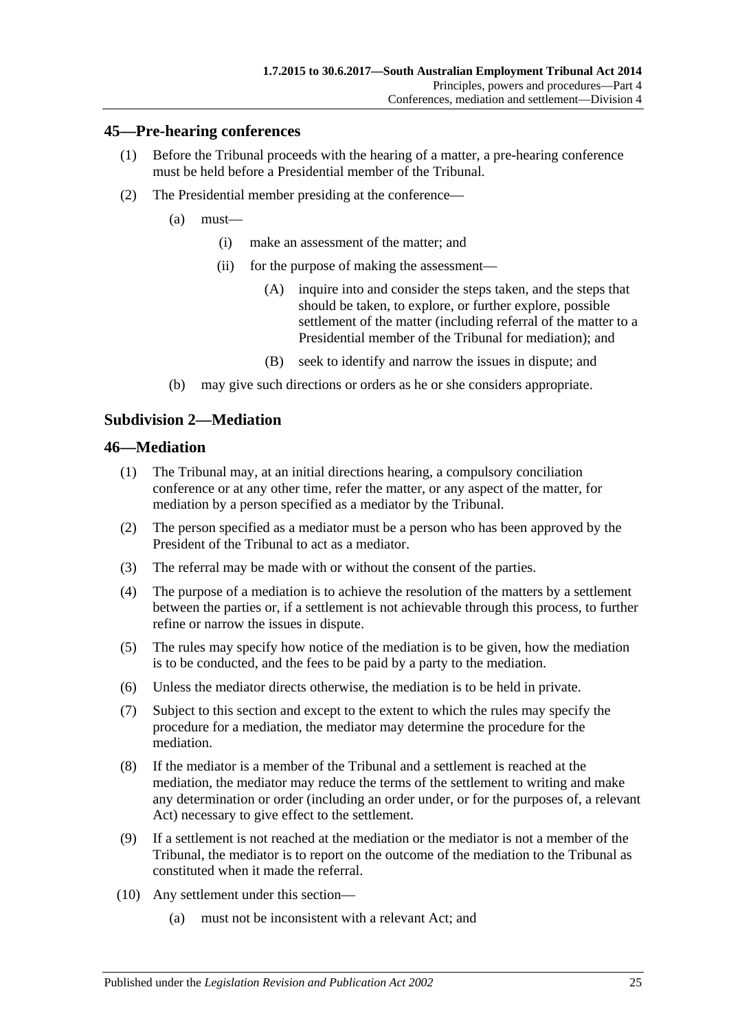## 45—Pre-hearing conferences

(1) Before the Tribunal proceeds with the hearing of a matter, a pre-hearing conference must be held before a Presidential member of the Tribunal.

(2) The Presidential member presiding at the conference—

(a) must—

(i) make an assessment of the matter; and

(ii) for the purpose of making the assessment—

(A) inquire into and consider the steps taken, and the steps that should be taken, to explore, or further explore, possible settlement of the matter (including referral of the matter to a Presidential member of the Tribunal for mediation); and

(B) seek to identify and narrow the issues in dispute; and

(b) may give such directions or orders as he or she considers appropriate.

### Subdivision 2—Mediation

## 46—Mediation

(1) The Tribunal may, at an initial directions hearing, a compulsory conciliation conference or at any other time, refer the matter, or any aspect of the matter, for mediation by a person specified as a mediator by the Tribunal.

(2) The person specified as a mediator must be a person who has been approved by the President of the Tribunal to act as a mediator.

(3) The referral may be made with or without the consent of the parties.

(4) The purpose of a mediation is to achieve the resolution of the matters by a settlement between the parties or, if a settlement is not achievable through this process, to further refine or narrow the issues in dispute.

(5) The rules may specify how notice of the mediation is to be given, how the mediation is to be conducted, and the fees to be paid by a party to the mediation.

(6) Unless the mediator directs otherwise, the mediation is to be held in private.

(7) Subject to this section and except to the extent to which the rules may specify the procedure for a mediation, the mediator may determine the procedure for the mediation.

(8) If the mediator is a member of the Tribunal and a settlement is reached at the mediation, the mediator may reduce the terms of the settlement to writing and make any determination or order (including an order under, or for the purposes of, a relevant Act) necessary to give effect to the settlement.

(9) If a settlement is not reached at the mediation or the mediator is not a member of the Tribunal, the mediator is to report on the outcome of the mediation to the Tribunal as constituted when it made the referral.

(10) Any settlement under this section—

(a) must not be inconsistent with a relevant Act; and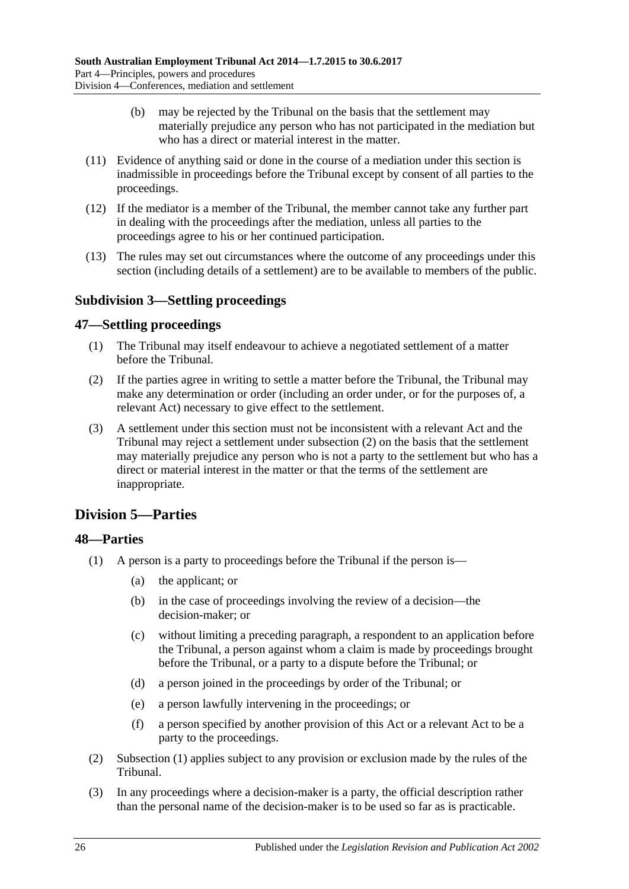(b) may be rejected by the Tribunal on the basis that the settlement may materially prejudice any person who has not participated in the mediation but who has a direct or material interest in the matter.

(11) Evidence of anything said or done in the course of a mediation under this section is inadmissible in proceedings before the Tribunal except by consent of all parties to the proceedings.

(12) If the mediator is a member of the Tribunal, the member cannot take any further part in dealing with the proceedings after the mediation, unless all parties to the proceedings agree to his or her continued participation.

(13) The rules may set out circumstances where the outcome of any proceedings under this section (including details of a settlement) are to be available to members of the public.

### Subdivision 3—Settling proceedings

### 47—Settling proceedings

(1) The Tribunal may itself endeavour to achieve a negotiated settlement of a matter before the Tribunal.

(2) If the parties agree in writing to settle a matter before the Tribunal, the Tribunal may make any determination or order (including an order under, or for the purposes of, a relevant Act) necessary to give effect to the settlement.

(3) A settlement under this section must not be inconsistent with a relevant Act and the Tribunal may reject a settlement under subsection (2) on the basis that the settlement may materially prejudice any person who is not a party to the settlement but who has a direct or material interest in the matter or that the terms of the settlement are inappropriate.

## Division 5—Parties

### 48—Parties

(1) A person is a party to proceedings before the Tribunal if the person is—

(a) the applicant; or

(b) in the case of proceedings involving the review of a decision—the decision-maker; or

(c) without limiting a preceding paragraph, a respondent to an application before the Tribunal, a person against whom a claim is made by proceedings brought before the Tribunal, or a party to a dispute before the Tribunal; or

(d) a person joined in the proceedings by order of the Tribunal; or

(e) a person lawfully intervening in the proceedings; or

(f) a person specified by another provision of this Act or a relevant Act to be a party to the proceedings.

(2) Subsection (1) applies subject to any provision or exclusion made by the rules of the Tribunal.

(3) In any proceedings where a decision-maker is a party, the official description rather than the personal name of the decision-maker is to be used so far as is practicable.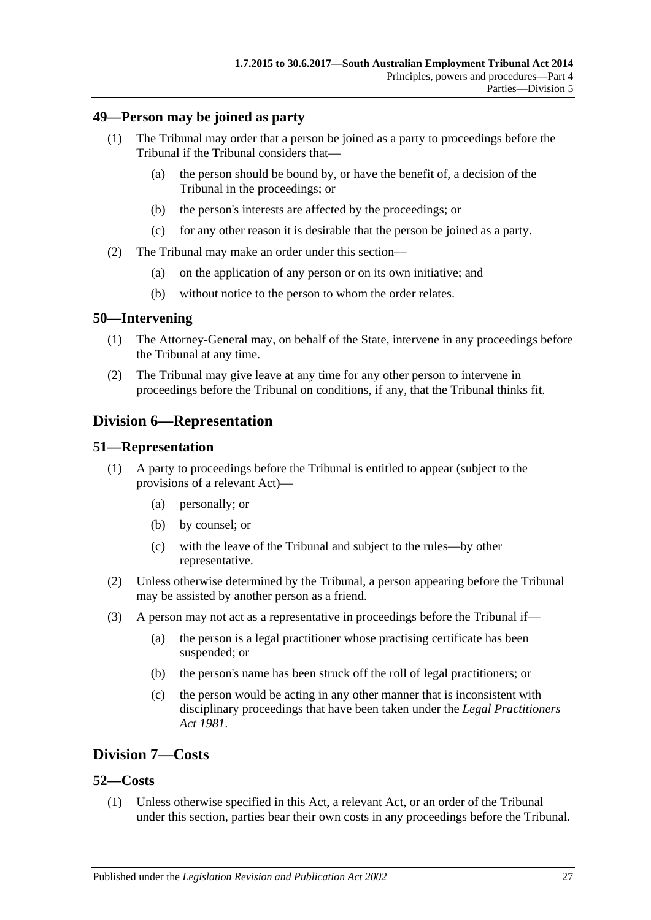### 49—Person may be joined as party

(1) The Tribunal may order that a person be joined as a party to proceedings before the Tribunal if the Tribunal considers that—

- (a) the person should be bound by, or have the benefit of, a decision of the Tribunal in the proceedings; or
- (b) the person's interests are affected by the proceedings; or
- (c) for any other reason it is desirable that the person be joined as a party.

(2) The Tribunal may make an order under this section—

- (a) on the application of any person or on its own initiative; and
- (b) without notice to the person to whom the order relates.

### 50—Intervening

(1) The Attorney-General may, on behalf of the State, intervene in any proceedings before the Tribunal at any time.

(2) The Tribunal may give leave at any time for any other person to intervene in proceedings before the Tribunal on conditions, if any, that the Tribunal thinks fit.

## Division 6—Representation

### 51—Representation

(1) A party to proceedings before the Tribunal is entitled to appear (subject to the provisions of a relevant Act)—

- (a) personally; or
- (b) by counsel; or
- (c) with the leave of the Tribunal and subject to the rules—by other representative.

(2) Unless otherwise determined by the Tribunal, a person appearing before the Tribunal may be assisted by another person as a friend.

(3) A person may not act as a representative in proceedings before the Tribunal if—

- (a) the person is a legal practitioner whose practising certificate has been suspended; or
- (b) the person's name has been struck off the roll of legal practitioners; or
- (c) the person would be acting in any other manner that is inconsistent with disciplinary proceedings that have been taken under the *Legal Practitioners Act 1981*.

## Division 7—Costs

### 52—Costs

(1) Unless otherwise specified in this Act, a relevant Act, or an order of the Tribunal under this section, parties bear their own costs in any proceedings before the Tribunal.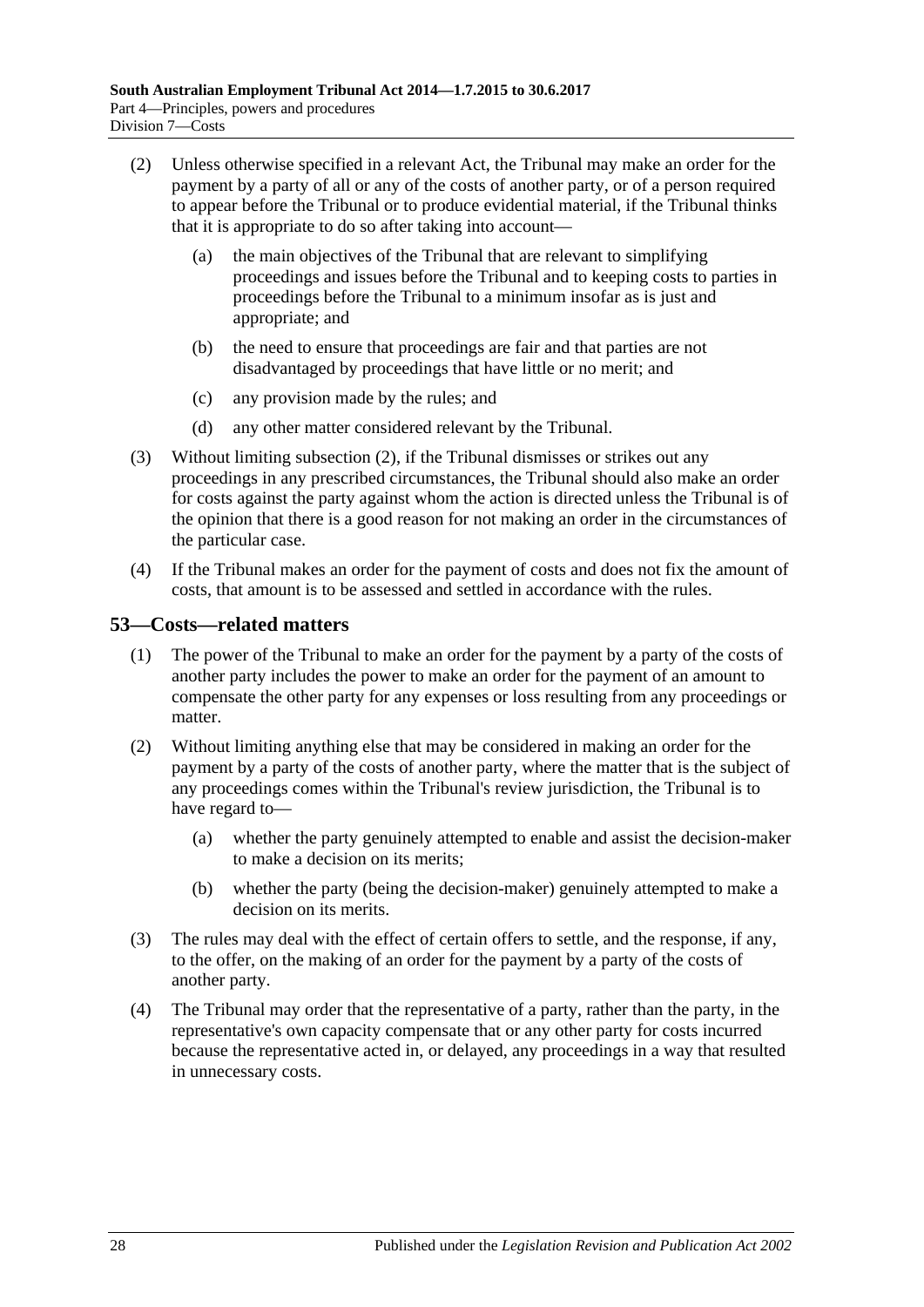(2) Unless otherwise specified in a relevant Act, the Tribunal may make an order for the payment by a party of all or any of the costs of another party, or of a person required to appear before the Tribunal or to produce evidential material, if the Tribunal thinks that it is appropriate to do so after taking into account—

(a) the main objectives of the Tribunal that are relevant to simplifying proceedings and issues before the Tribunal and to keeping costs to parties in proceedings before the Tribunal to a minimum insofar as is just and appropriate; and

(b) the need to ensure that proceedings are fair and that parties are not disadvantaged by proceedings that have little or no merit; and

(c) any provision made by the rules; and

(d) any other matter considered relevant by the Tribunal.

(3) Without limiting subsection (2), if the Tribunal dismisses or strikes out any proceedings in any prescribed circumstances, the Tribunal should also make an order for costs against the party against whom the action is directed unless the Tribunal is of the opinion that there is a good reason for not making an order in the circumstances of the particular case.

(4) If the Tribunal makes an order for the payment of costs and does not fix the amount of costs, that amount is to be assessed and settled in accordance with the rules.

## 53—Costs—related matters

(1) The power of the Tribunal to make an order for the payment by a party of the costs of another party includes the power to make an order for the payment of an amount to compensate the other party for any expenses or loss resulting from any proceedings or matter.

(2) Without limiting anything else that may be considered in making an order for the payment by a party of the costs of another party, where the matter that is the subject of any proceedings comes within the Tribunal's review jurisdiction, the Tribunal is to have regard to—

(a) whether the party genuinely attempted to enable and assist the decision-maker to make a decision on its merits;

(b) whether the party (being the decision-maker) genuinely attempted to make a decision on its merits.

(3) The rules may deal with the effect of certain offers to settle, and the response, if any, to the offer, on the making of an order for the payment by a party of the costs of another party.

(4) The Tribunal may order that the representative of a party, rather than the party, in the representative's own capacity compensate that or any other party for costs incurred because the representative acted in, or delayed, any proceedings in a way that resulted in unnecessary costs.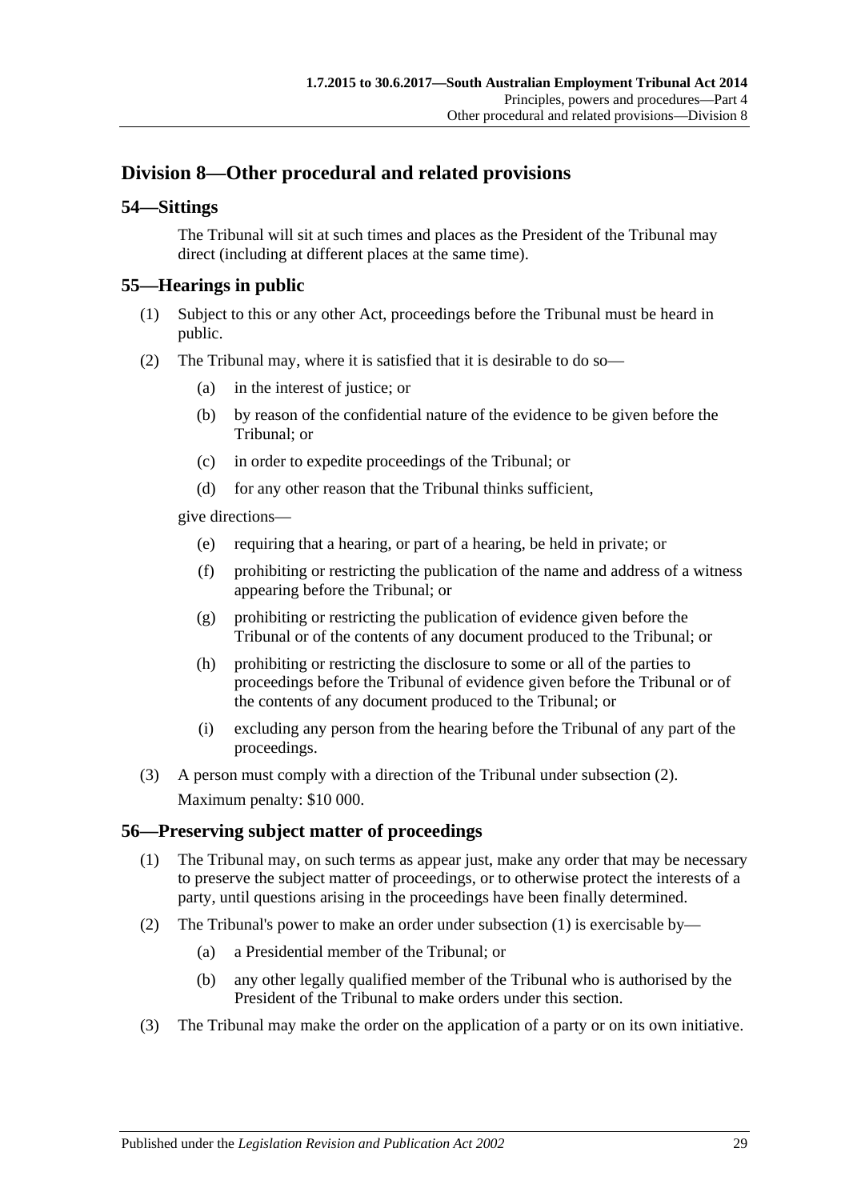## Division 8—Other procedural and related provisions

### 54—Sittings

The Tribunal will sit at such times and places as the President of the Tribunal may direct (including at different places at the same time).

### 55—Hearings in public

(1) Subject to this or any other Act, proceedings before the Tribunal must be heard in public.

(2) The Tribunal may, where it is satisfied that it is desirable to do so—

- (a) in the interest of justice; or
- (b) by reason of the confidential nature of the evidence to be given before the Tribunal; or
- (c) in order to expedite proceedings of the Tribunal; or
- (d) for any other reason that the Tribunal thinks sufficient,

give directions—

- (e) requiring that a hearing, or part of a hearing, be held in private; or
- (f) prohibiting or restricting the publication of the name and address of a witness appearing before the Tribunal; or
- (g) prohibiting or restricting the publication of evidence given before the Tribunal or of the contents of any document produced to the Tribunal; or
- (h) prohibiting or restricting the disclosure to some or all of the parties to proceedings before the Tribunal of evidence given before the Tribunal or of the contents of any document produced to the Tribunal; or
- (i) excluding any person from the hearing before the Tribunal of any part of the proceedings.

(3) A person must comply with a direction of the Tribunal under subsection (2).

Maximum penalty: $10 000.

### 56—Preserving subject matter of proceedings

(1) The Tribunal may, on such terms as appear just, make any order that may be necessary to preserve the subject matter of proceedings, or to otherwise protect the interests of a party, until questions arising in the proceedings have been finally determined.

(2) The Tribunal's power to make an order under subsection (1) is exercisable by—

- (a) a Presidential member of the Tribunal; or
- (b) any other legally qualified member of the Tribunal who is authorised by the President of the Tribunal to make orders under this section.

(3) The Tribunal may make the order on the application of a party or on its own initiative.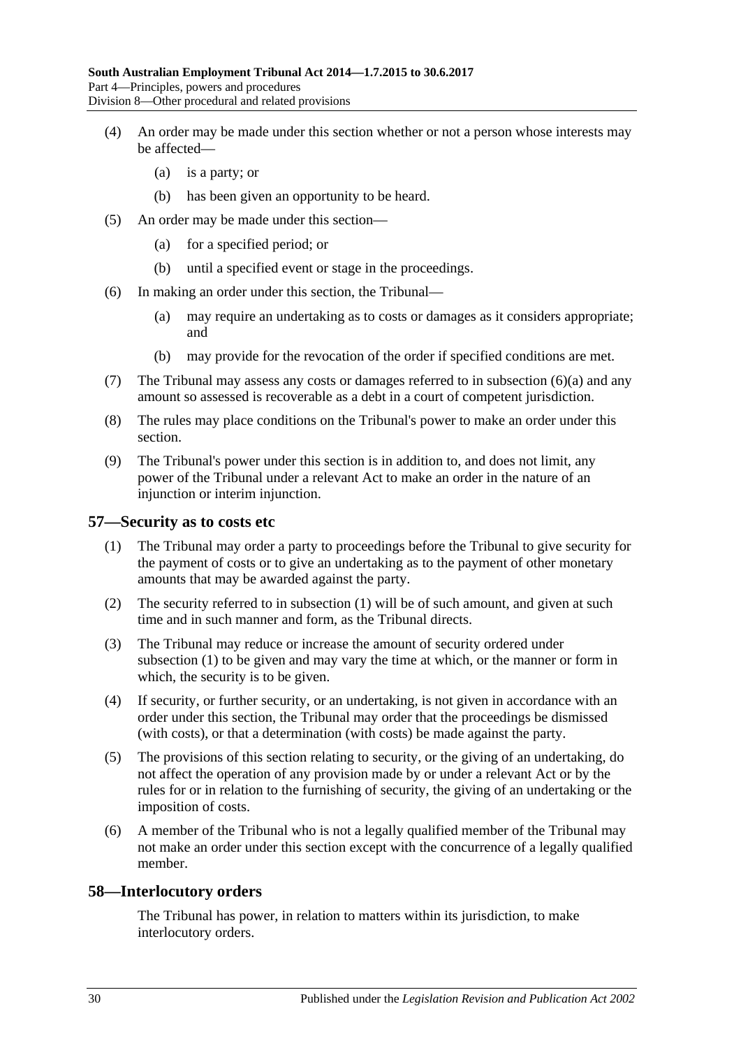(4) An order may be made under this section whether or not a person whose interests may be affected—

   (a) is a party; or

   (b) has been given an opportunity to be heard.

(5) An order may be made under this section—

   (a) for a specified period; or

   (b) until a specified event or stage in the proceedings.

(6) In making an order under this section, the Tribunal—

   (a) may require an undertaking as to costs or damages as it considers appropriate; and

   (b) may provide for the revocation of the order if specified conditions are met.

(7) The Tribunal may assess any costs or damages referred to in subsection (6)(a) and any amount so assessed is recoverable as a debt in a court of competent jurisdiction.

(8) The rules may place conditions on the Tribunal's power to make an order under this section.

(9) The Tribunal's power under this section is in addition to, and does not limit, any power of the Tribunal under a relevant Act to make an order in the nature of an injunction or interim injunction.

## 57—Security as to costs etc

(1) The Tribunal may order a party to proceedings before the Tribunal to give security for the payment of costs or to give an undertaking as to the payment of other monetary amounts that may be awarded against the party.

(2) The security referred to in subsection (1) will be of such amount, and given at such time and in such manner and form, as the Tribunal directs.

(3) The Tribunal may reduce or increase the amount of security ordered under subsection (1) to be given and may vary the time at which, or the manner or form in which, the security is to be given.

(4) If security, or further security, or an undertaking, is not given in accordance with an order under this section, the Tribunal may order that the proceedings be dismissed (with costs), or that a determination (with costs) be made against the party.

(5) The provisions of this section relating to security, or the giving of an undertaking, do not affect the operation of any provision made by or under a relevant Act or by the rules for or in relation to the furnishing of security, the giving of an undertaking or the imposition of costs.

(6) A member of the Tribunal who is not a legally qualified member of the Tribunal may not make an order under this section except with the concurrence of a legally qualified member.

## 58—Interlocutory orders

The Tribunal has power, in relation to matters within its jurisdiction, to make interlocutory orders.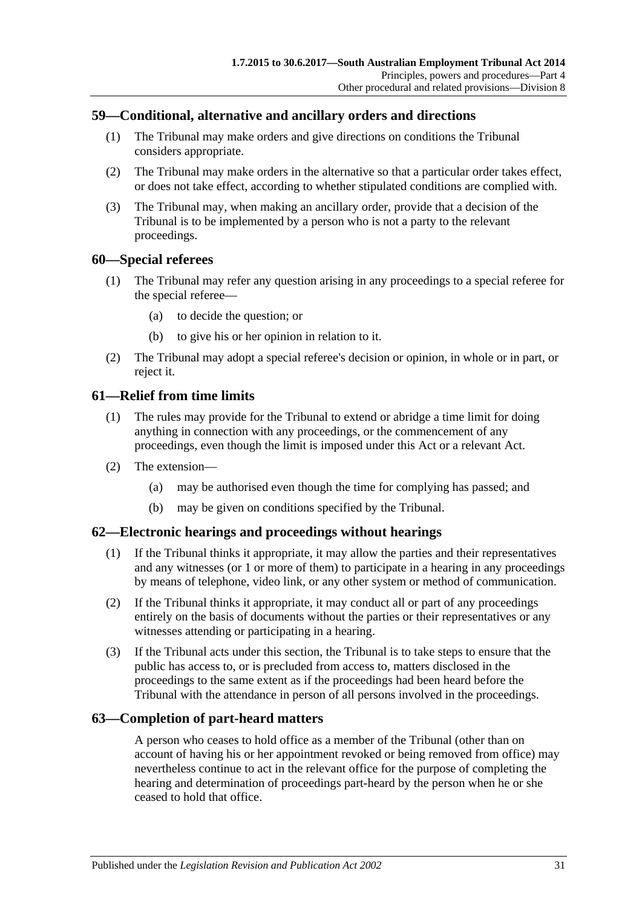## 59—Conditional, alternative and ancillary orders and directions

(1) The Tribunal may make orders and give directions on conditions the Tribunal considers appropriate.

(2) The Tribunal may make orders in the alternative so that a particular order takes effect, or does not take effect, according to whether stipulated conditions are complied with.

(3) The Tribunal may, when making an ancillary order, provide that a decision of the Tribunal is to be implemented by a person who is not a party to the relevant proceedings.

## 60—Special referees

(1) The Tribunal may refer any question arising in any proceedings to a special referee for the special referee—

(a) to decide the question; or

(b) to give his or her opinion in relation to it.

(2) The Tribunal may adopt a special referee's decision or opinion, in whole or in part, or reject it.

## 61—Relief from time limits

(1) The rules may provide for the Tribunal to extend or abridge a time limit for doing anything in connection with any proceedings, or the commencement of any proceedings, even though the limit is imposed under this Act or a relevant Act.

(2) The extension—

(a) may be authorised even though the time for complying has passed; and

(b) may be given on conditions specified by the Tribunal.

## 62—Electronic hearings and proceedings without hearings

(1) If the Tribunal thinks it appropriate, it may allow the parties and their representatives and any witnesses (or 1 or more of them) to participate in a hearing in any proceedings by means of telephone, video link, or any other system or method of communication.

(2) If the Tribunal thinks it appropriate, it may conduct all or part of any proceedings entirely on the basis of documents without the parties or their representatives or any witnesses attending or participating in a hearing.

(3) If the Tribunal acts under this section, the Tribunal is to take steps to ensure that the public has access to, or is precluded from access to, matters disclosed in the proceedings to the same extent as if the proceedings had been heard before the Tribunal with the attendance in person of all persons involved in the proceedings.

## 63—Completion of part-heard matters

A person who ceases to hold office as a member of the Tribunal (other than on account of having his or her appointment revoked or being removed from office) may nevertheless continue to act in the relevant office for the purpose of completing the hearing and determination of proceedings part-heard by the person when he or she ceased to hold that office.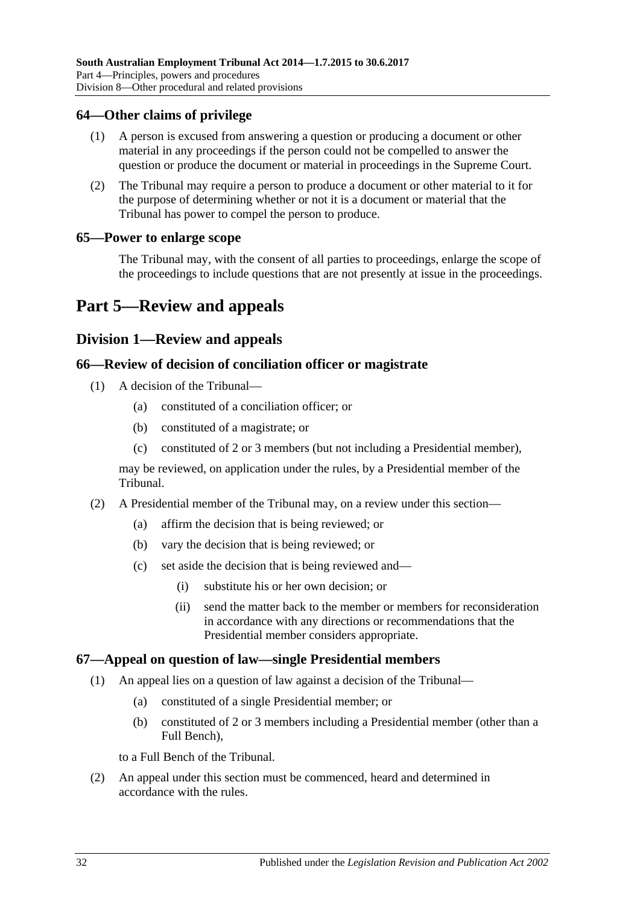### 64—Other claims of privilege

(1) A person is excused from answering a question or producing a document or other material in any proceedings if the person could not be compelled to answer the question or produce the document or material in proceedings in the Supreme Court.

(2) The Tribunal may require a person to produce a document or other material to it for the purpose of determining whether or not it is a document or material that the Tribunal has power to compel the person to produce.

### 65—Power to enlarge scope

The Tribunal may, with the consent of all parties to proceedings, enlarge the scope of the proceedings to include questions that are not presently at issue in the proceedings.

# Part 5—Review and appeals

## Division 1—Review and appeals

### 66—Review of decision of conciliation officer or magistrate

(1) A decision of the Tribunal—

- (a) constituted of a conciliation officer; or
- (b) constituted of a magistrate; or
- (c) constituted of 2 or 3 members (but not including a Presidential member),

may be reviewed, on application under the rules, by a Presidential member of the Tribunal.

(2) A Presidential member of the Tribunal may, on a review under this section—

- (a) affirm the decision that is being reviewed; or
- (b) vary the decision that is being reviewed; or
- (c) set aside the decision that is being reviewed and—
  - (i) substitute his or her own decision; or
  - (ii) send the matter back to the member or members for reconsideration in accordance with any directions or recommendations that the Presidential member considers appropriate.

### 67—Appeal on question of law—single Presidential members

(1) An appeal lies on a question of law against a decision of the Tribunal—

- (a) constituted of a single Presidential member; or
- (b) constituted of 2 or 3 members including a Presidential member (other than a Full Bench),

to a Full Bench of the Tribunal.

(2) An appeal under this section must be commenced, heard and determined in accordance with the rules.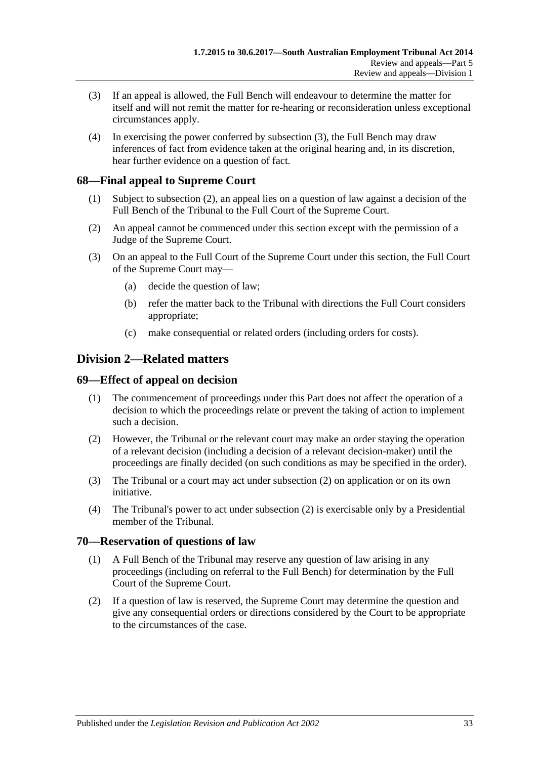(3) If an appeal is allowed, the Full Bench will endeavour to determine the matter for itself and will not remit the matter for re-hearing or reconsideration unless exceptional circumstances apply.

(4) In exercising the power conferred by subsection (3), the Full Bench may draw inferences of fact from evidence taken at the original hearing and, in its discretion, hear further evidence on a question of fact.

### 68—Final appeal to Supreme Court

(1) Subject to subsection (2), an appeal lies on a question of law against a decision of the Full Bench of the Tribunal to the Full Court of the Supreme Court.

(2) An appeal cannot be commenced under this section except with the permission of a Judge of the Supreme Court.

(3) On an appeal to the Full Court of the Supreme Court under this section, the Full Court of the Supreme Court may—

(a) decide the question of law;

(b) refer the matter back to the Tribunal with directions the Full Court considers appropriate;

(c) make consequential or related orders (including orders for costs).

## Division 2—Related matters

### 69—Effect of appeal on decision

(1) The commencement of proceedings under this Part does not affect the operation of a decision to which the proceedings relate or prevent the taking of action to implement such a decision.

(2) However, the Tribunal or the relevant court may make an order staying the operation of a relevant decision (including a decision of a relevant decision-maker) until the proceedings are finally decided (on such conditions as may be specified in the order).

(3) The Tribunal or a court may act under subsection (2) on application or on its own initiative.

(4) The Tribunal's power to act under subsection (2) is exercisable only by a Presidential member of the Tribunal.

### 70—Reservation of questions of law

(1) A Full Bench of the Tribunal may reserve any question of law arising in any proceedings (including on referral to the Full Bench) for determination by the Full Court of the Supreme Court.

(2) If a question of law is reserved, the Supreme Court may determine the question and give any consequential orders or directions considered by the Court to be appropriate to the circumstances of the case.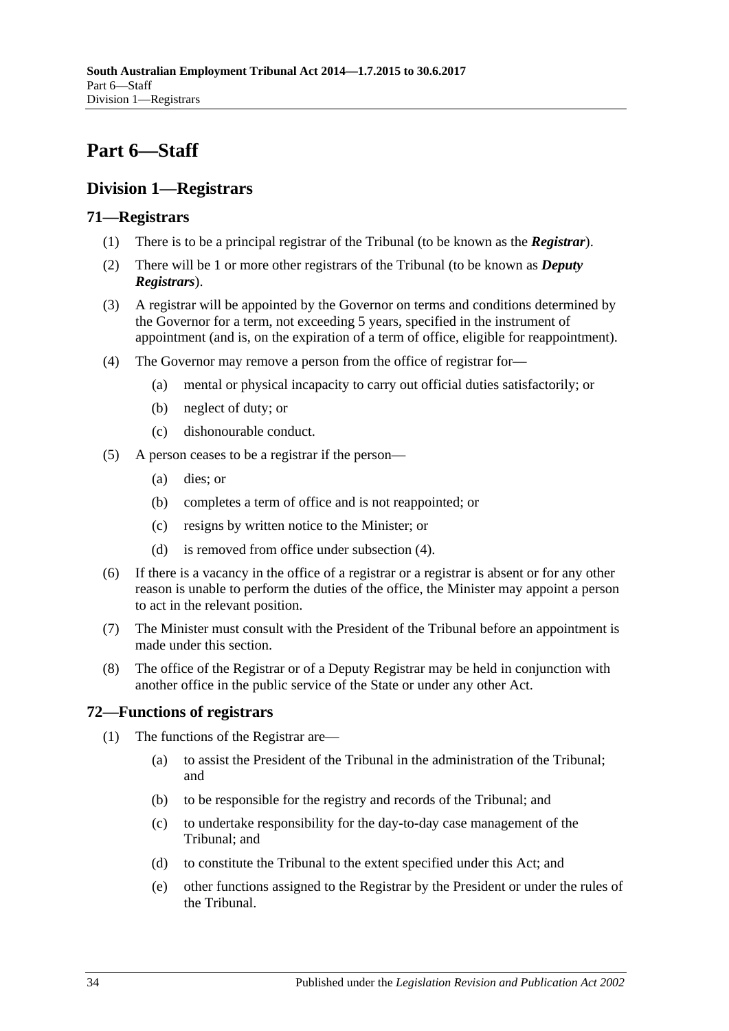# Part 6—Staff

## Division 1—Registrars

### 71—Registrars

(1) There is to be a principal registrar of the Tribunal (to be known as the ***Registrar***).

(2) There will be 1 or more other registrars of the Tribunal (to be known as ***Deputy Registrars***).

(3) A registrar will be appointed by the Governor on terms and conditions determined by the Governor for a term, not exceeding 5 years, specified in the instrument of appointment (and is, on the expiration of a term of office, eligible for reappointment).

(4) The Governor may remove a person from the office of registrar for—

  (a) mental or physical incapacity to carry out official duties satisfactorily; or

  (b) neglect of duty; or

  (c) dishonourable conduct.

(5) A person ceases to be a registrar if the person—

  (a) dies; or

  (b) completes a term of office and is not reappointed; or

  (c) resigns by written notice to the Minister; or

  (d) is removed from office under subsection (4).

(6) If there is a vacancy in the office of a registrar or a registrar is absent or for any other reason is unable to perform the duties of the office, the Minister may appoint a person to act in the relevant position.

(7) The Minister must consult with the President of the Tribunal before an appointment is made under this section.

(8) The office of the Registrar or of a Deputy Registrar may be held in conjunction with another office in the public service of the State or under any other Act.

### 72—Functions of registrars

(1) The functions of the Registrar are—

  (a) to assist the President of the Tribunal in the administration of the Tribunal; and

  (b) to be responsible for the registry and records of the Tribunal; and

  (c) to undertake responsibility for the day-to-day case management of the Tribunal; and

  (d) to constitute the Tribunal to the extent specified under this Act; and

  (e) other functions assigned to the Registrar by the President or under the rules of the Tribunal.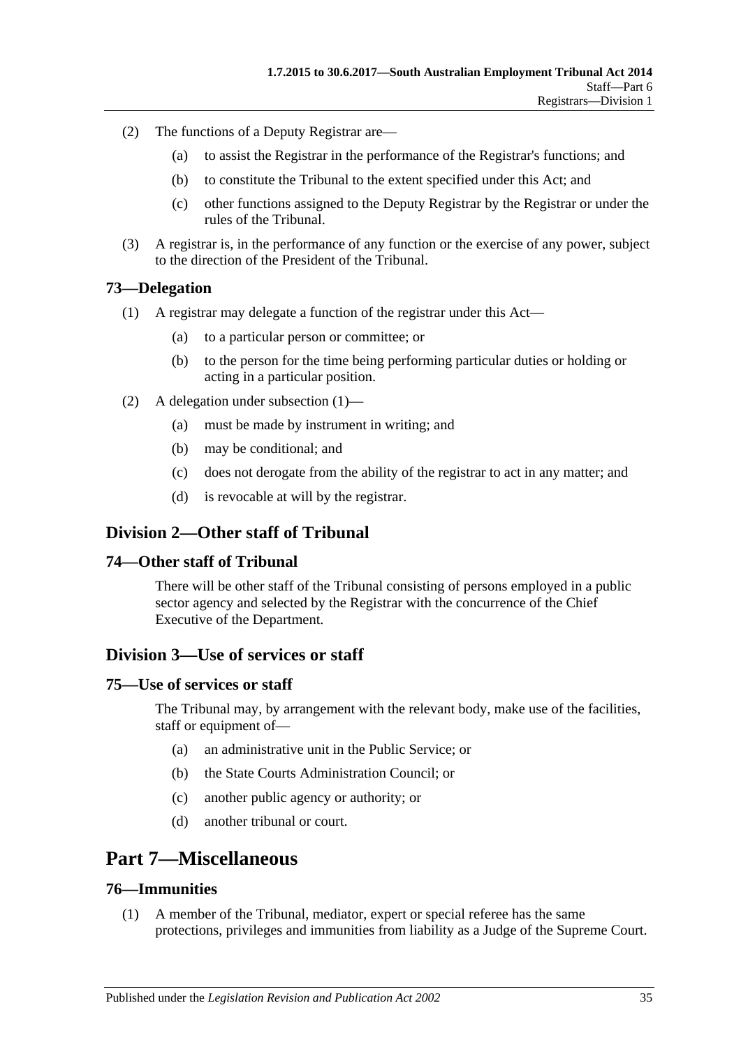(2) The functions of a Deputy Registrar are—

(a) to assist the Registrar in the performance of the Registrar's functions; and

(b) to constitute the Tribunal to the extent specified under this Act; and

(c) other functions assigned to the Deputy Registrar by the Registrar or under the rules of the Tribunal.

(3) A registrar is, in the performance of any function or the exercise of any power, subject to the direction of the President of the Tribunal.

### 73—Delegation

(1) A registrar may delegate a function of the registrar under this Act—

(a) to a particular person or committee; or

(b) to the person for the time being performing particular duties or holding or acting in a particular position.

(2) A delegation under subsection (1)—

(a) must be made by instrument in writing; and

(b) may be conditional; and

(c) does not derogate from the ability of the registrar to act in any matter; and

(d) is revocable at will by the registrar.

## Division 2—Other staff of Tribunal

### 74—Other staff of Tribunal

There will be other staff of the Tribunal consisting of persons employed in a public sector agency and selected by the Registrar with the concurrence of the Chief Executive of the Department.

## Division 3—Use of services or staff

### 75—Use of services or staff

The Tribunal may, by arrangement with the relevant body, make use of the facilities, staff or equipment of—

(a) an administrative unit in the Public Service; or

(b) the State Courts Administration Council; or

(c) another public agency or authority; or

(d) another tribunal or court.

# Part 7—Miscellaneous

### 76—Immunities

(1) A member of the Tribunal, mediator, expert or special referee has the same protections, privileges and immunities from liability as a Judge of the Supreme Court.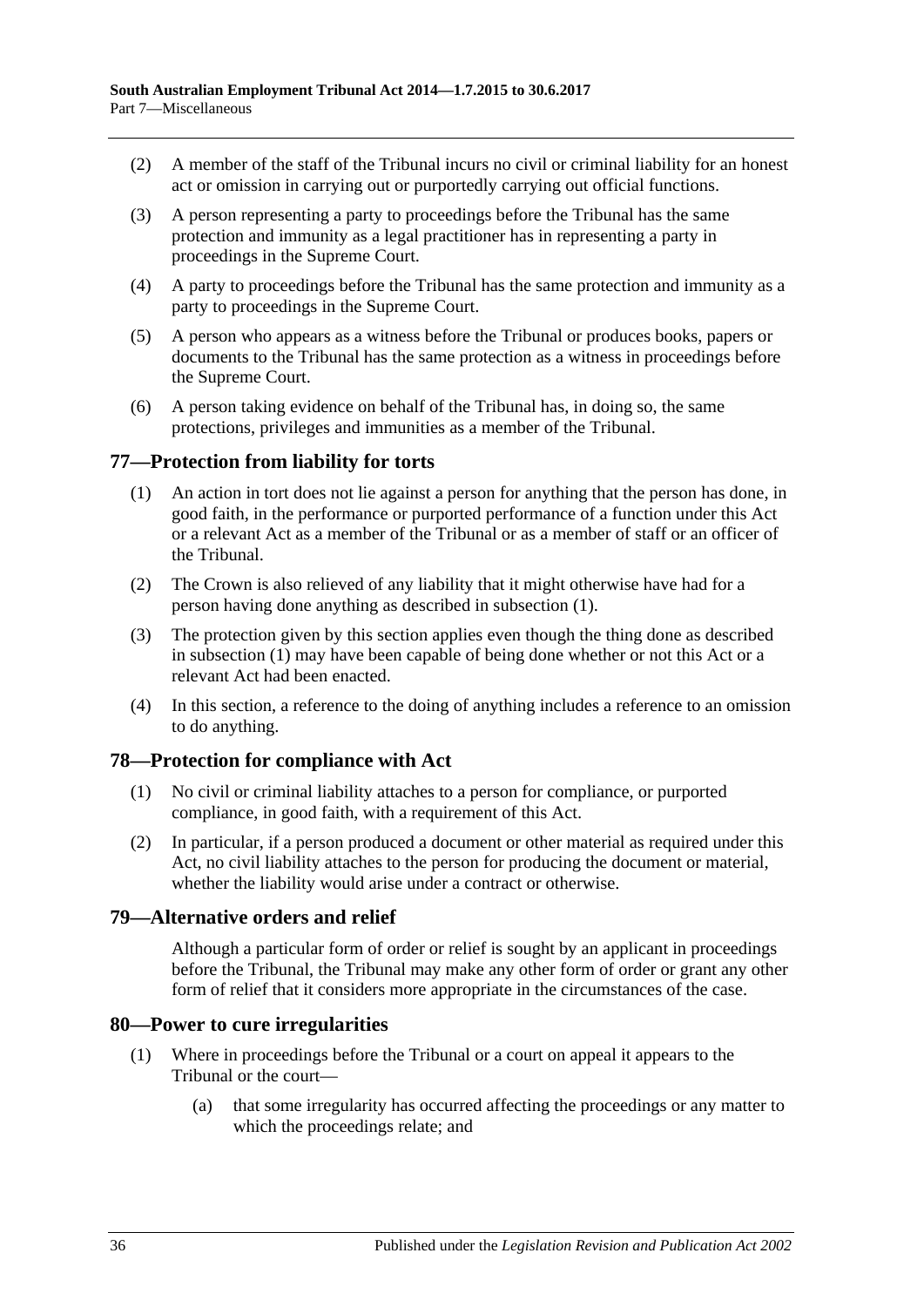(2) A member of the staff of the Tribunal incurs no civil or criminal liability for an honest act or omission in carrying out or purportedly carrying out official functions.

(3) A person representing a party to proceedings before the Tribunal has the same protection and immunity as a legal practitioner has in representing a party in proceedings in the Supreme Court.

(4) A party to proceedings before the Tribunal has the same protection and immunity as a party to proceedings in the Supreme Court.

(5) A person who appears as a witness before the Tribunal or produces books, papers or documents to the Tribunal has the same protection as a witness in proceedings before the Supreme Court.

(6) A person taking evidence on behalf of the Tribunal has, in doing so, the same protections, privileges and immunities as a member of the Tribunal.

## 77—Protection from liability for torts

(1) An action in tort does not lie against a person for anything that the person has done, in good faith, in the performance or purported performance of a function under this Act or a relevant Act as a member of the Tribunal or as a member of staff or an officer of the Tribunal.

(2) The Crown is also relieved of any liability that it might otherwise have had for a person having done anything as described in subsection (1).

(3) The protection given by this section applies even though the thing done as described in subsection (1) may have been capable of being done whether or not this Act or a relevant Act had been enacted.

(4) In this section, a reference to the doing of anything includes a reference to an omission to do anything.

## 78—Protection for compliance with Act

(1) No civil or criminal liability attaches to a person for compliance, or purported compliance, in good faith, with a requirement of this Act.

(2) In particular, if a person produced a document or other material as required under this Act, no civil liability attaches to the person for producing the document or material, whether the liability would arise under a contract or otherwise.

## 79—Alternative orders and relief

Although a particular form of order or relief is sought by an applicant in proceedings before the Tribunal, the Tribunal may make any other form of order or grant any other form of relief that it considers more appropriate in the circumstances of the case.

## 80—Power to cure irregularities

(1) Where in proceedings before the Tribunal or a court on appeal it appears to the Tribunal or the court—

(a) that some irregularity has occurred affecting the proceedings or any matter to which the proceedings relate; and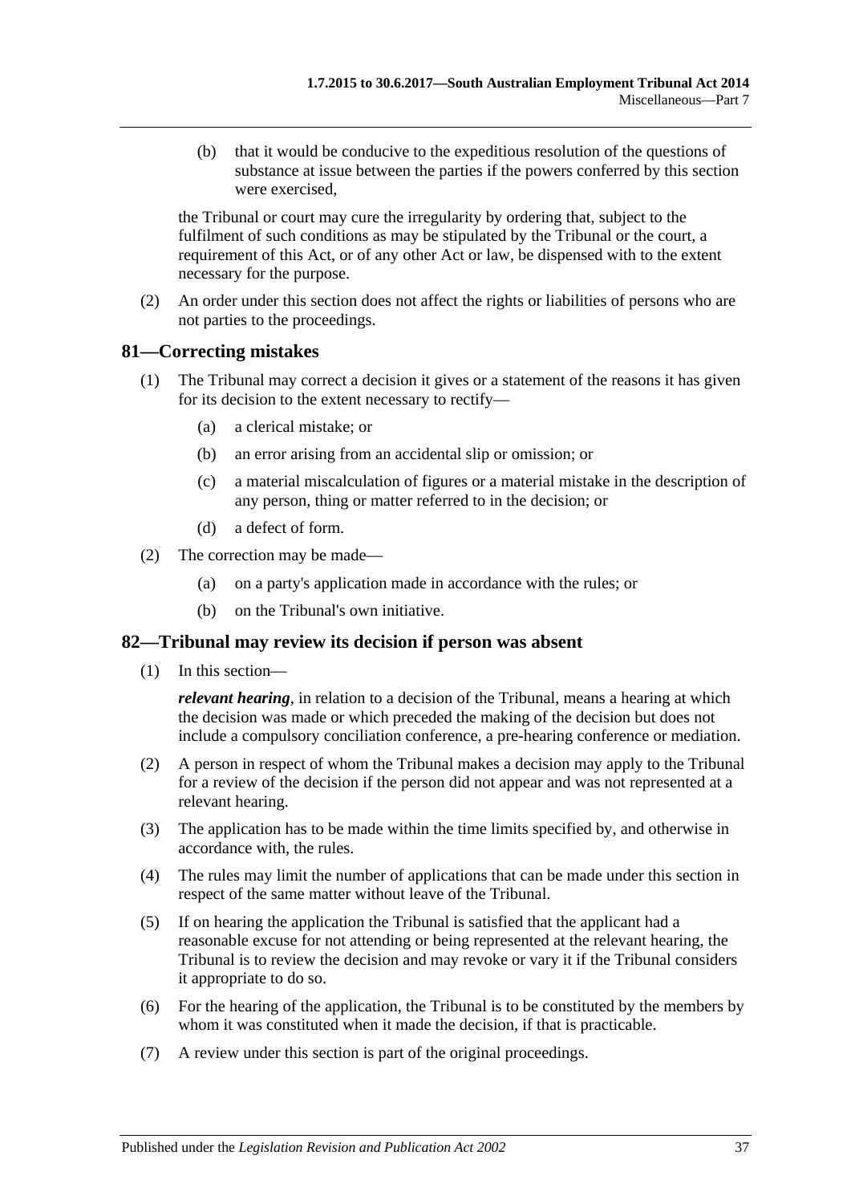(b) that it would be conducive to the expeditious resolution of the questions of substance at issue between the parties if the powers conferred by this section were exercised,

the Tribunal or court may cure the irregularity by ordering that, subject to the fulfilment of such conditions as may be stipulated by the Tribunal or the court, a requirement of this Act, or of any other Act or law, be dispensed with to the extent necessary for the purpose.

(2) An order under this section does not affect the rights or liabilities of persons who are not parties to the proceedings.

## 81—Correcting mistakes

(1) The Tribunal may correct a decision it gives or a statement of the reasons it has given for its decision to the extent necessary to rectify—

(a) a clerical mistake; or

(b) an error arising from an accidental slip or omission; or

(c) a material miscalculation of figures or a material mistake in the description of any person, thing or matter referred to in the decision; or

(d) a defect of form.

(2) The correction may be made—

(a) on a party's application made in accordance with the rules; or

(b) on the Tribunal's own initiative.

## 82—Tribunal may review its decision if person was absent

(1) In this section—

***relevant hearing***, in relation to a decision of the Tribunal, means a hearing at which the decision was made or which preceded the making of the decision but does not include a compulsory conciliation conference, a pre-hearing conference or mediation.

(2) A person in respect of whom the Tribunal makes a decision may apply to the Tribunal for a review of the decision if the person did not appear and was not represented at a relevant hearing.

(3) The application has to be made within the time limits specified by, and otherwise in accordance with, the rules.

(4) The rules may limit the number of applications that can be made under this section in respect of the same matter without leave of the Tribunal.

(5) If on hearing the application the Tribunal is satisfied that the applicant had a reasonable excuse for not attending or being represented at the relevant hearing, the Tribunal is to review the decision and may revoke or vary it if the Tribunal considers it appropriate to do so.

(6) For the hearing of the application, the Tribunal is to be constituted by the members by whom it was constituted when it made the decision, if that is practicable.

(7) A review under this section is part of the original proceedings.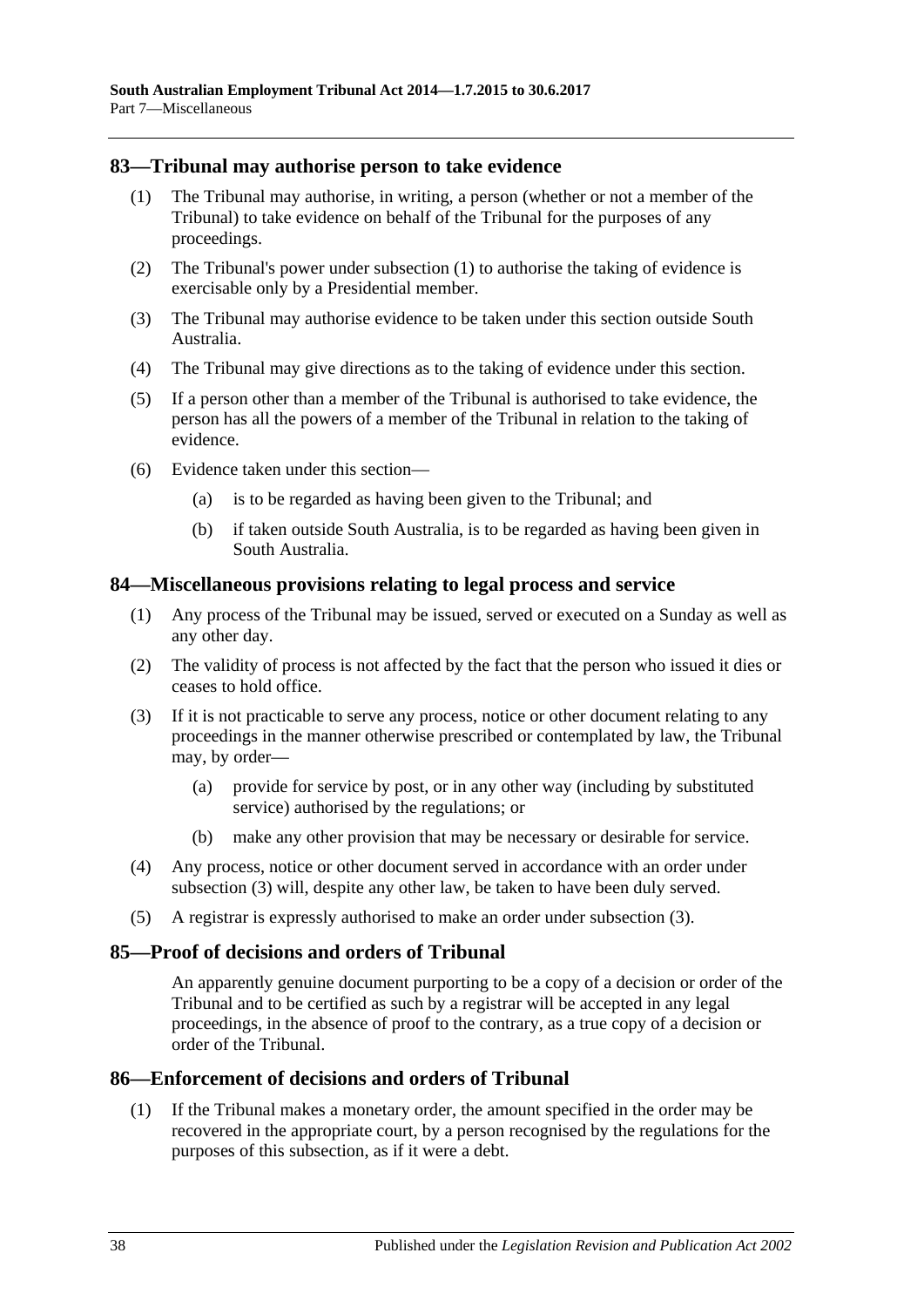## 83—Tribunal may authorise person to take evidence

(1) The Tribunal may authorise, in writing, a person (whether or not a member of the Tribunal) to take evidence on behalf of the Tribunal for the purposes of any proceedings.

(2) The Tribunal's power under subsection (1) to authorise the taking of evidence is exercisable only by a Presidential member.

(3) The Tribunal may authorise evidence to be taken under this section outside South Australia.

(4) The Tribunal may give directions as to the taking of evidence under this section.

(5) If a person other than a member of the Tribunal is authorised to take evidence, the person has all the powers of a member of the Tribunal in relation to the taking of evidence.

(6) Evidence taken under this section—

(a) is to be regarded as having been given to the Tribunal; and

(b) if taken outside South Australia, is to be regarded as having been given in South Australia.

## 84—Miscellaneous provisions relating to legal process and service

(1) Any process of the Tribunal may be issued, served or executed on a Sunday as well as any other day.

(2) The validity of process is not affected by the fact that the person who issued it dies or ceases to hold office.

(3) If it is not practicable to serve any process, notice or other document relating to any proceedings in the manner otherwise prescribed or contemplated by law, the Tribunal may, by order—

(a) provide for service by post, or in any other way (including by substituted service) authorised by the regulations; or

(b) make any other provision that may be necessary or desirable for service.

(4) Any process, notice or other document served in accordance with an order under subsection (3) will, despite any other law, be taken to have been duly served.

(5) A registrar is expressly authorised to make an order under subsection (3).

## 85—Proof of decisions and orders of Tribunal

An apparently genuine document purporting to be a copy of a decision or order of the Tribunal and to be certified as such by a registrar will be accepted in any legal proceedings, in the absence of proof to the contrary, as a true copy of a decision or order of the Tribunal.

## 86—Enforcement of decisions and orders of Tribunal

(1) If the Tribunal makes a monetary order, the amount specified in the order may be recovered in the appropriate court, by a person recognised by the regulations for the purposes of this subsection, as if it were a debt.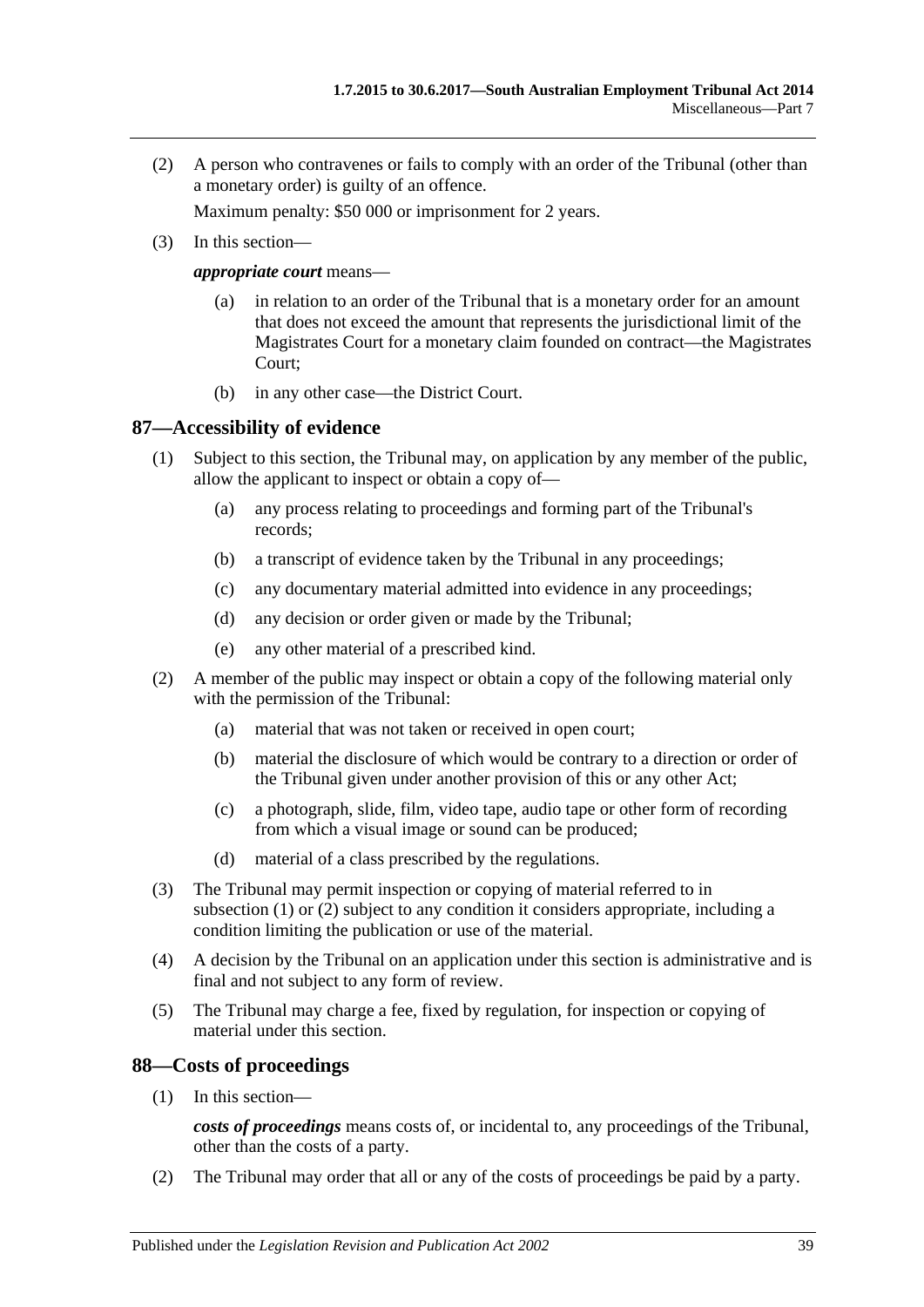(2) A person who contravenes or fails to comply with an order of the Tribunal (other than a monetary order) is guilty of an offence.

Maximum penalty: $50 000 or imprisonment for 2 years.

(3) In this section—

***appropriate court*** means—

(a) in relation to an order of the Tribunal that is a monetary order for an amount that does not exceed the amount that represents the jurisdictional limit of the Magistrates Court for a monetary claim founded on contract—the Magistrates Court;

(b) in any other case—the District Court.

## 87—Accessibility of evidence

(1) Subject to this section, the Tribunal may, on application by any member of the public, allow the applicant to inspect or obtain a copy of—

(a) any process relating to proceedings and forming part of the Tribunal's records;

(b) a transcript of evidence taken by the Tribunal in any proceedings;

(c) any documentary material admitted into evidence in any proceedings;

(d) any decision or order given or made by the Tribunal;

(e) any other material of a prescribed kind.

(2) A member of the public may inspect or obtain a copy of the following material only with the permission of the Tribunal:

(a) material that was not taken or received in open court;

(b) material the disclosure of which would be contrary to a direction or order of the Tribunal given under another provision of this or any other Act;

(c) a photograph, slide, film, video tape, audio tape or other form of recording from which a visual image or sound can be produced;

(d) material of a class prescribed by the regulations.

(3) The Tribunal may permit inspection or copying of material referred to in subsection (1) or (2) subject to any condition it considers appropriate, including a condition limiting the publication or use of the material.

(4) A decision by the Tribunal on an application under this section is administrative and is final and not subject to any form of review.

(5) The Tribunal may charge a fee, fixed by regulation, for inspection or copying of material under this section.

## 88—Costs of proceedings

(1) In this section—

***costs of proceedings*** means costs of, or incidental to, any proceedings of the Tribunal, other than the costs of a party.

(2) The Tribunal may order that all or any of the costs of proceedings be paid by a party.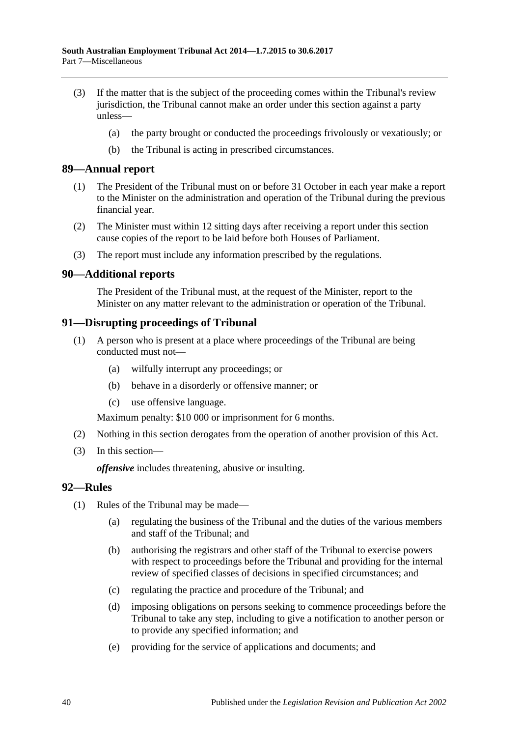(3) If the matter that is the subject of the proceeding comes within the Tribunal's review jurisdiction, the Tribunal cannot make an order under this section against a party unless—

(a) the party brought or conducted the proceedings frivolously or vexatiously; or

(b) the Tribunal is acting in prescribed circumstances.

## 89—Annual report

(1) The President of the Tribunal must on or before 31 October in each year make a report to the Minister on the administration and operation of the Tribunal during the previous financial year.

(2) The Minister must within 12 sitting days after receiving a report under this section cause copies of the report to be laid before both Houses of Parliament.

(3) The report must include any information prescribed by the regulations.

## 90—Additional reports

The President of the Tribunal must, at the request of the Minister, report to the Minister on any matter relevant to the administration or operation of the Tribunal.

## 91—Disrupting proceedings of Tribunal

(1) A person who is present at a place where proceedings of the Tribunal are being conducted must not—

(a) wilfully interrupt any proceedings; or

(b) behave in a disorderly or offensive manner; or

(c) use offensive language.

Maximum penalty: $10 000 or imprisonment for 6 months.

(2) Nothing in this section derogates from the operation of another provision of this Act.

(3) In this section—

***offensive*** includes threatening, abusive or insulting.

## 92—Rules

(1) Rules of the Tribunal may be made—

(a) regulating the business of the Tribunal and the duties of the various members and staff of the Tribunal; and

(b) authorising the registrars and other staff of the Tribunal to exercise powers with respect to proceedings before the Tribunal and providing for the internal review of specified classes of decisions in specified circumstances; and

(c) regulating the practice and procedure of the Tribunal; and

(d) imposing obligations on persons seeking to commence proceedings before the Tribunal to take any step, including to give a notification to another person or to provide any specified information; and

(e) providing for the service of applications and documents; and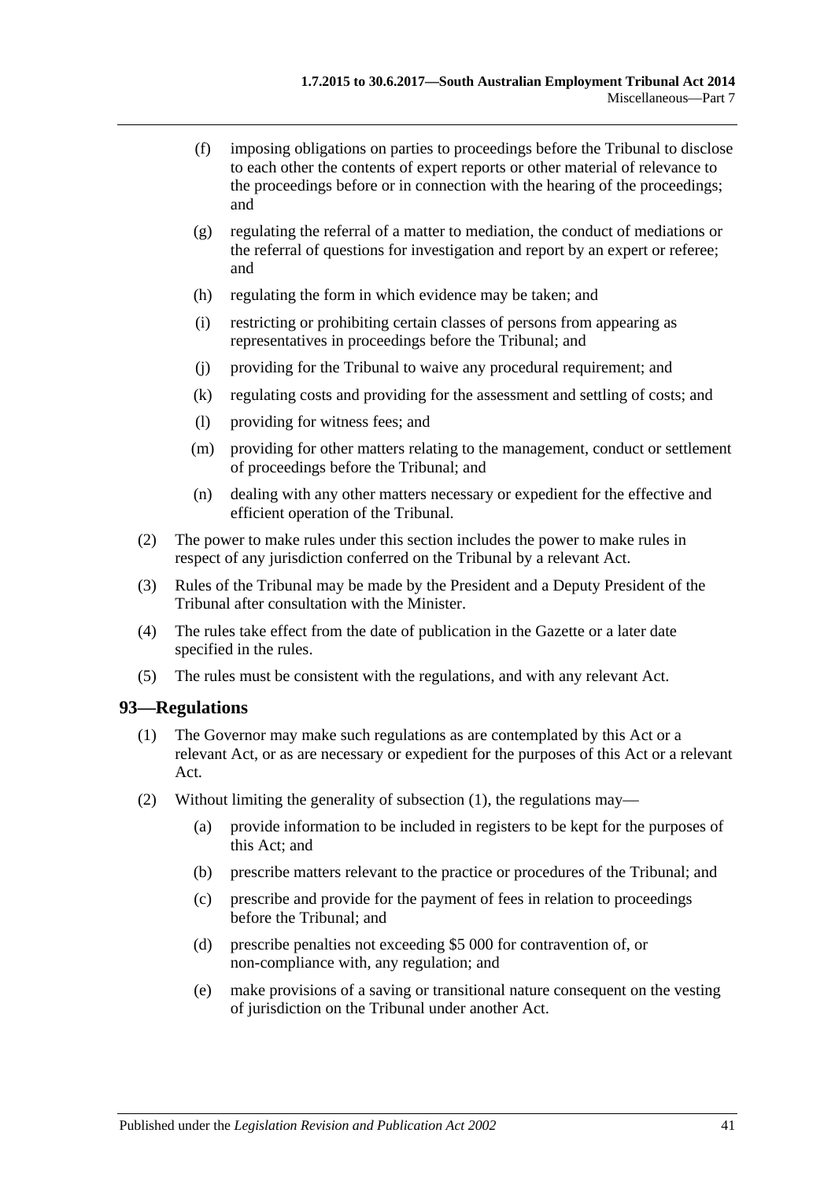(f) imposing obligations on parties to proceedings before the Tribunal to disclose to each other the contents of expert reports or other material of relevance to the proceedings before or in connection with the hearing of the proceedings; and

(g) regulating the referral of a matter to mediation, the conduct of mediations or the referral of questions for investigation and report by an expert or referee; and

(h) regulating the form in which evidence may be taken; and

(i) restricting or prohibiting certain classes of persons from appearing as representatives in proceedings before the Tribunal; and

(j) providing for the Tribunal to waive any procedural requirement; and

(k) regulating costs and providing for the assessment and settling of costs; and

(l) providing for witness fees; and

(m) providing for other matters relating to the management, conduct or settlement of proceedings before the Tribunal; and

(n) dealing with any other matters necessary or expedient for the effective and efficient operation of the Tribunal.

(2) The power to make rules under this section includes the power to make rules in respect of any jurisdiction conferred on the Tribunal by a relevant Act.

(3) Rules of the Tribunal may be made by the President and a Deputy President of the Tribunal after consultation with the Minister.

(4) The rules take effect from the date of publication in the Gazette or a later date specified in the rules.

(5) The rules must be consistent with the regulations, and with any relevant Act.

## 93—Regulations

(1) The Governor may make such regulations as are contemplated by this Act or a relevant Act, or as are necessary or expedient for the purposes of this Act or a relevant Act.

(2) Without limiting the generality of subsection (1), the regulations may—

(a) provide information to be included in registers to be kept for the purposes of this Act; and

(b) prescribe matters relevant to the practice or procedures of the Tribunal; and

(c) prescribe and provide for the payment of fees in relation to proceedings before the Tribunal; and

(d) prescribe penalties not exceeding $5 000 for contravention of, or non-compliance with, any regulation; and

(e) make provisions of a saving or transitional nature consequent on the vesting of jurisdiction on the Tribunal under another Act.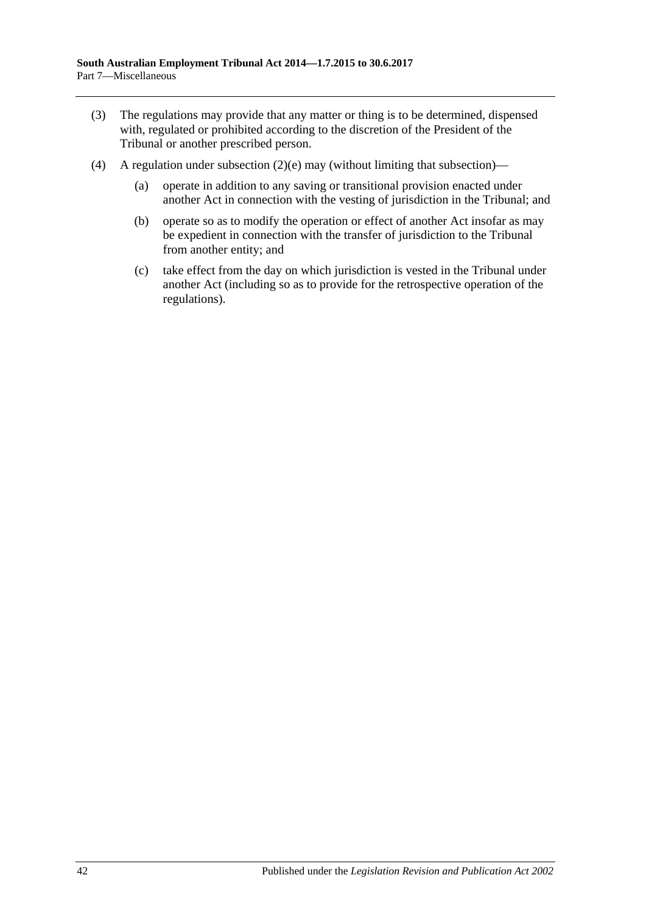(3) The regulations may provide that any matter or thing is to be determined, dispensed with, regulated or prohibited according to the discretion of the President of the Tribunal or another prescribed person.

(4) A regulation under subsection (2)(e) may (without limiting that subsection)—

  (a) operate in addition to any saving or transitional provision enacted under another Act in connection with the vesting of jurisdiction in the Tribunal; and

  (b) operate so as to modify the operation or effect of another Act insofar as may be expedient in connection with the transfer of jurisdiction to the Tribunal from another entity; and

  (c) take effect from the day on which jurisdiction is vested in the Tribunal under another Act (including so as to provide for the retrospective operation of the regulations).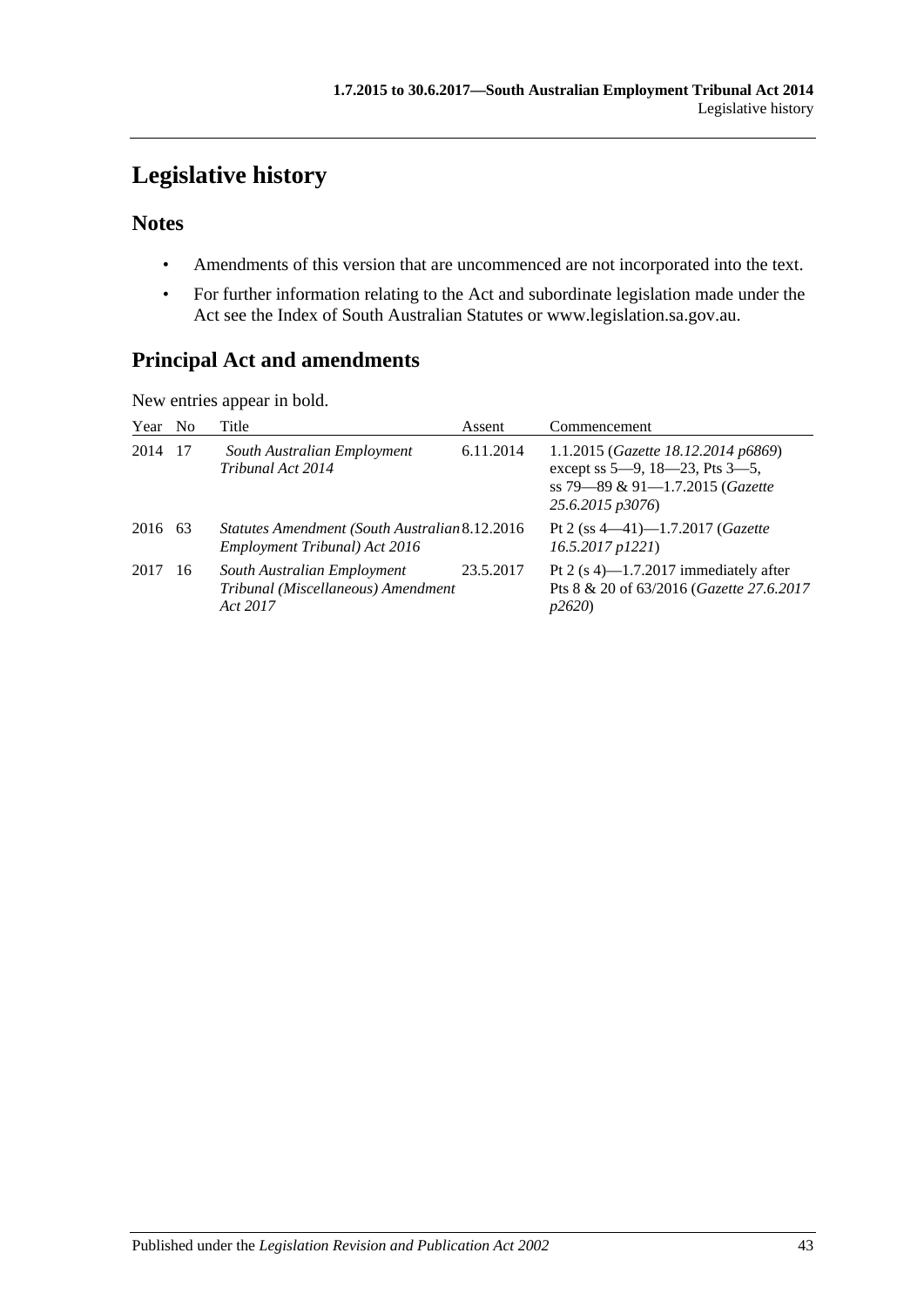# Legislative history

## Notes

- Amendments of this version that are uncommenced are not incorporated into the text.
- For further information relating to the Act and subordinate legislation made under the Act see the Index of South Australian Statutes or www.legislation.sa.gov.au.

## Principal Act and amendments

New entries appear in bold.

| Year | No | Title | Assent | Commencement |
|---|---|---|---|---|
| 2014 | 17 | *South Australian Employment Tribunal Act 2014* | 6.11.2014 | 1.1.2015 (*Gazette 18.12.2014 p6869*) except ss 5—9, 18—23, Pts 3—5, ss 79—89 & 91—1.7.2015 (*Gazette 25.6.2015 p3076*) |
| 2016 | 63 | *Statutes Amendment (South Australian Employment Tribunal) Act 2016* | 8.12.2016 | Pt 2 (ss 4—41)—1.7.2017 (*Gazette 16.5.2017 p1221*) |
| 2017 | 16 | *South Australian Employment Tribunal (Miscellaneous) Amendment Act 2017* | 23.5.2017 | Pt 2 (s 4)—1.7.2017 immediately after Pts 8 & 20 of 63/2016 (*Gazette 27.6.2017 p2620*) |